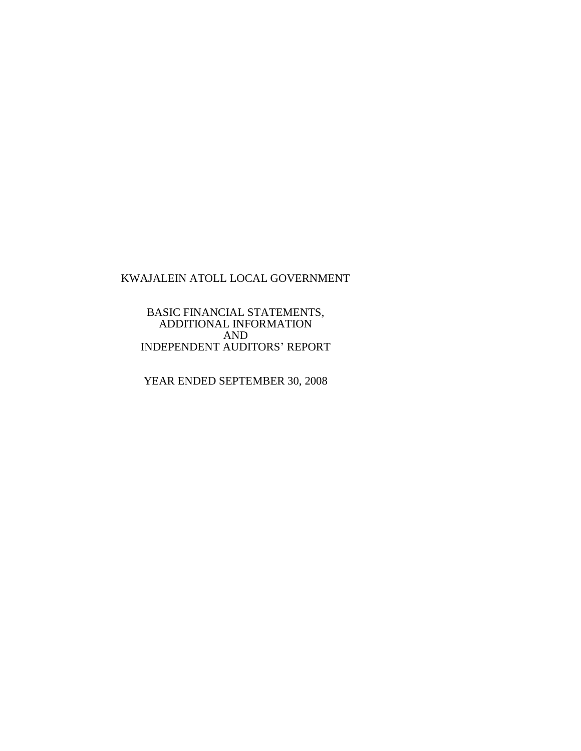# KWAJALEIN ATOLL LOCAL GOVERNMENT

## BASIC FINANCIAL STATEMENTS, ADDITIONAL INFORMATION AND INDEPENDENT AUDITORS' REPORT

## YEAR ENDED SEPTEMBER 30, 2008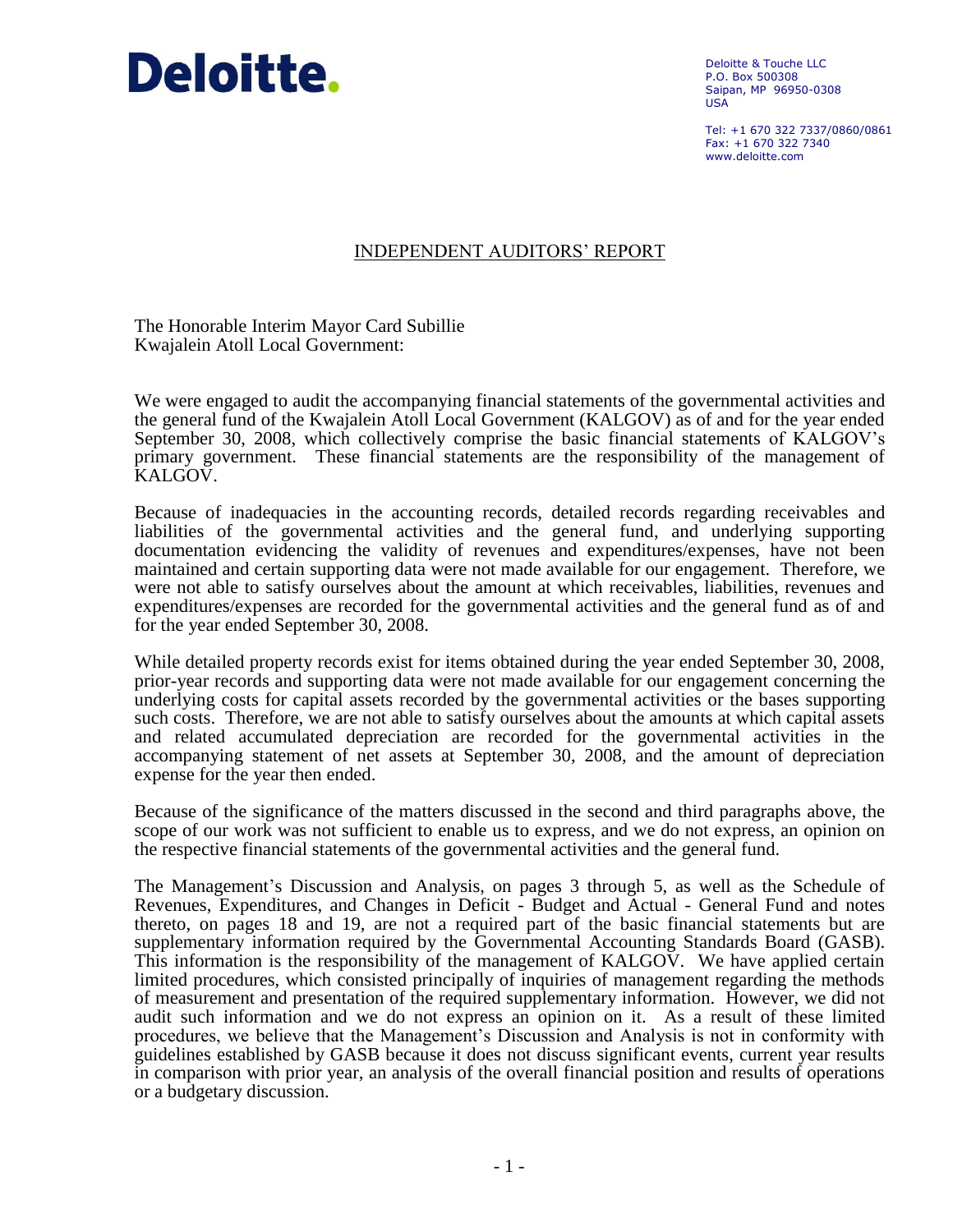Deloitte.

Deloitte & Touche LLC
P.O. Box 500308
Saipan, MP 96950-0308
USA

Tel: +1 670 322 7337/0860/0861
Fax: +1 670 322 7340
www.deloitte.com

## INDEPENDENT AUDITORS' REPORT

The Honorable Interim Mayor Card Subillie
Kwajalein Atoll Local Government:

We were engaged to audit the accompanying financial statements of the governmental activities and the general fund of the Kwajalein Atoll Local Government (KALGOV) as of and for the year ended September 30, 2008, which collectively comprise the basic financial statements of KALGOV's primary government. These financial statements are the responsibility of the management of KALGOV.

Because of inadequacies in the accounting records, detailed records regarding receivables and liabilities of the governmental activities and the general fund, and underlying supporting documentation evidencing the validity of revenues and expenditures/expenses, have not been maintained and certain supporting data were not made available for our engagement. Therefore, we were not able to satisfy ourselves about the amount at which receivables, liabilities, revenues and expenditures/expenses are recorded for the governmental activities and the general fund as of and for the year ended September 30, 2008.

While detailed property records exist for items obtained during the year ended September 30, 2008, prior-year records and supporting data were not made available for our engagement concerning the underlying costs for capital assets recorded by the governmental activities or the bases supporting such costs. Therefore, we are not able to satisfy ourselves about the amounts at which capital assets and related accumulated depreciation are recorded for the governmental activities in the accompanying statement of net assets at September 30, 2008, and the amount of depreciation expense for the year then ended.

Because of the significance of the matters discussed in the second and third paragraphs above, the scope of our work was not sufficient to enable us to express, and we do not express, an opinion on the respective financial statements of the governmental activities and the general fund.

The Management's Discussion and Analysis, on pages 3 through 5, as well as the Schedule of Revenues, Expenditures, and Changes in Deficit - Budget and Actual - General Fund and notes thereto, on pages 18 and 19, are not a required part of the basic financial statements but are supplementary information required by the Governmental Accounting Standards Board (GASB). This information is the responsibility of the management of KALGOV. We have applied certain limited procedures, which consisted principally of inquiries of management regarding the methods of measurement and presentation of the required supplementary information. However, we did not audit such information and we do not express an opinion on it. As a result of these limited procedures, we believe that the Management's Discussion and Analysis is not in conformity with guidelines established by GASB because it does not discuss significant events, current year results in comparison with prior year, an analysis of the overall financial position and results of operations or a budgetary discussion.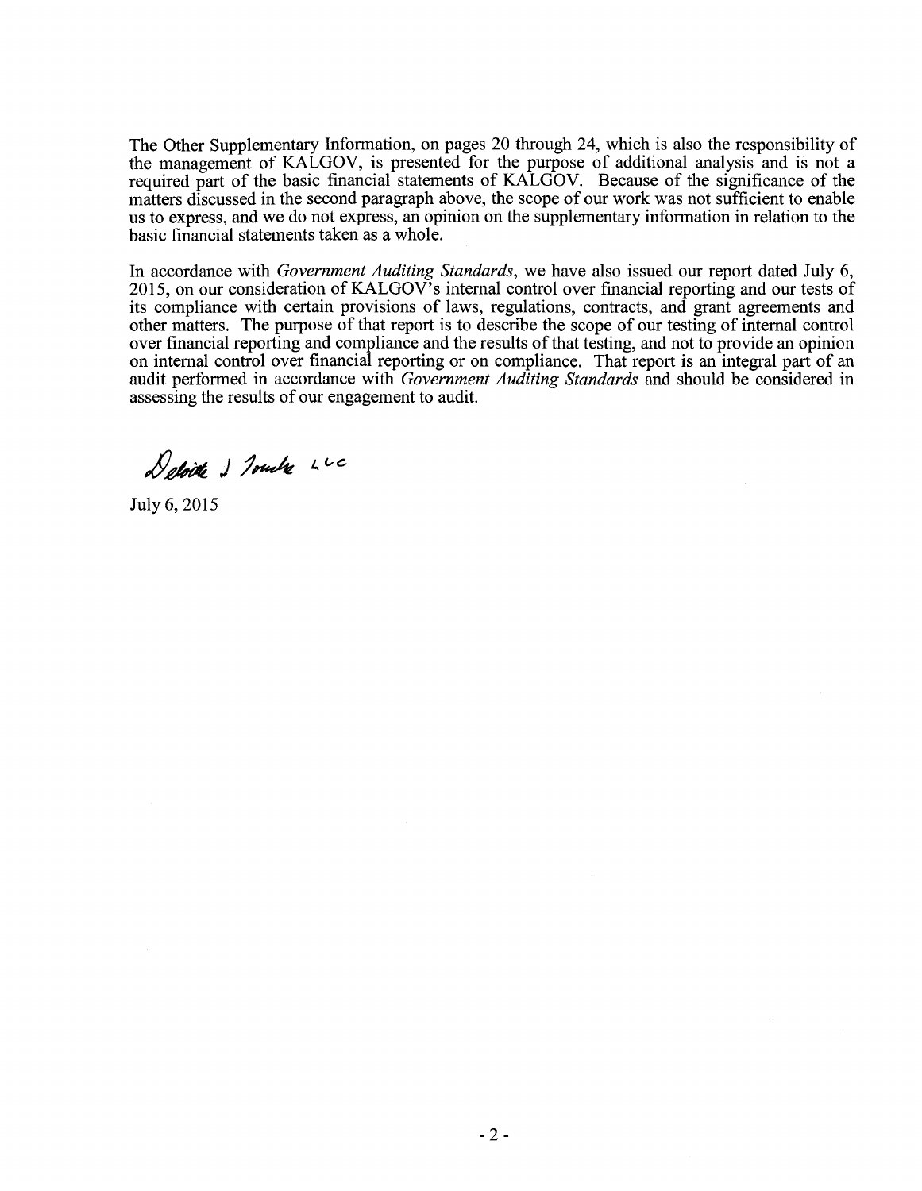The Other Supplementary Information, on pages 20 through 24, which is also the responsibility of the management of KALGOV, is presented for the purpose of additional analysis and is not a required part of the basic financial statements of KALGOV. Because of the significance of the matters discussed in the second paragraph above, the scope of our work was not sufficient to enable us to express, and we do not express, an opinion on the supplementary information in relation to the basic financial statements taken as a whole.

In accordance with *Government Auditing Standards*, we have also issued our report dated July 6, 2015, on our consideration of KALGOV's internal control over financial reporting and our tests of its compliance with certain provisions of laws, regulations, contracts, and grant agreements and other matters. The purpose of that report is to describe the scope of our testing of internal control over financial reporting and compliance and the results of that testing, and not to provide an opinion on internal control over financial reporting or on compliance. That report is an integral part of an audit performed in accordance with *Government Auditing Standards* and should be considered in assessing the results of our engagement to audit.

Deloitte & Touche LLC

July 6, 2015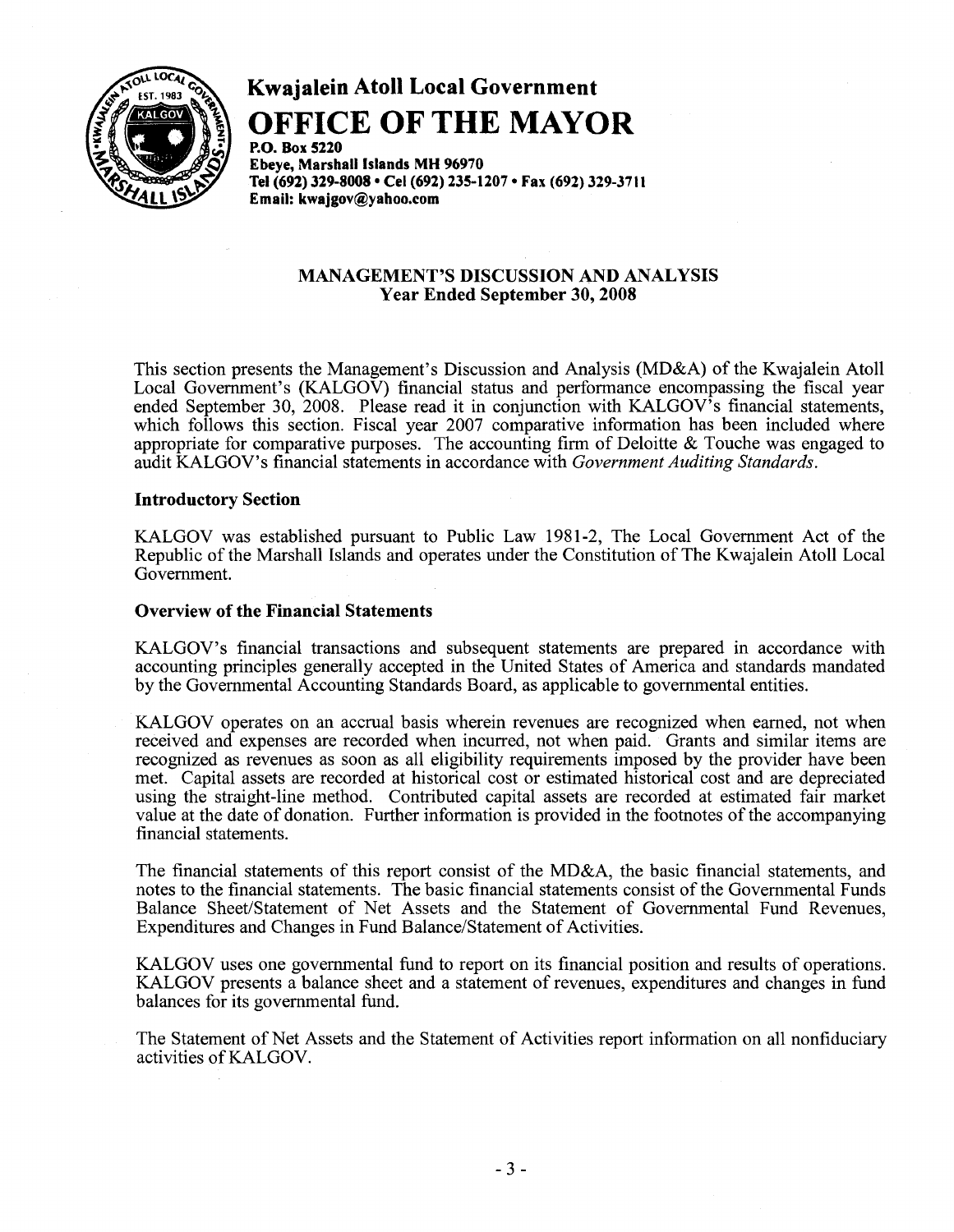# Kwajalein Atoll Local Government

## OFFICE OF THE MAYOR

**P.O. Box 5220**
**Ebeye, Marshall Islands MH 96970**
**Tel (692) 329-8008 • Cel (692) 235-1207 • Fax (692) 329-3711**
**Email: kwajgov@yahoo.com**

### MANAGEMENT'S DISCUSSION AND ANALYSIS
### Year Ended September 30, 2008

This section presents the Management's Discussion and Analysis (MD&A) of the Kwajalein Atoll Local Government's (KALGOV) financial status and performance encompassing the fiscal year ended September 30, 2008. Please read it in conjunction with KALGOV's financial statements, which follows this section. Fiscal year 2007 comparative information has been included where appropriate for comparative purposes. The accounting firm of Deloitte & Touche was engaged to audit KALGOV's financial statements in accordance with *Government Auditing Standards*.

**Introductory Section**

KALGOV was established pursuant to Public Law 1981-2, The Local Government Act of the Republic of the Marshall Islands and operates under the Constitution of The Kwajalein Atoll Local Government.

**Overview of the Financial Statements**

KALGOV's financial transactions and subsequent statements are prepared in accordance with accounting principles generally accepted in the United States of America and standards mandated by the Governmental Accounting Standards Board, as applicable to governmental entities.

KALGOV operates on an accrual basis wherein revenues are recognized when earned, not when received and expenses are recorded when incurred, not when paid. Grants and similar items are recognized as revenues as soon as all eligibility requirements imposed by the provider have been met. Capital assets are recorded at historical cost or estimated historical cost and are depreciated using the straight-line method. Contributed capital assets are recorded at estimated fair market value at the date of donation. Further information is provided in the footnotes of the accompanying financial statements.

The financial statements of this report consist of the MD&A, the basic financial statements, and notes to the financial statements. The basic financial statements consist of the Governmental Funds Balance Sheet/Statement of Net Assets and the Statement of Governmental Fund Revenues, Expenditures and Changes in Fund Balance/Statement of Activities.

KALGOV uses one governmental fund to report on its financial position and results of operations. KALGOV presents a balance sheet and a statement of revenues, expenditures and changes in fund balances for its governmental fund.

The Statement of Net Assets and the Statement of Activities report information on all nonfiduciary activities of KALGOV.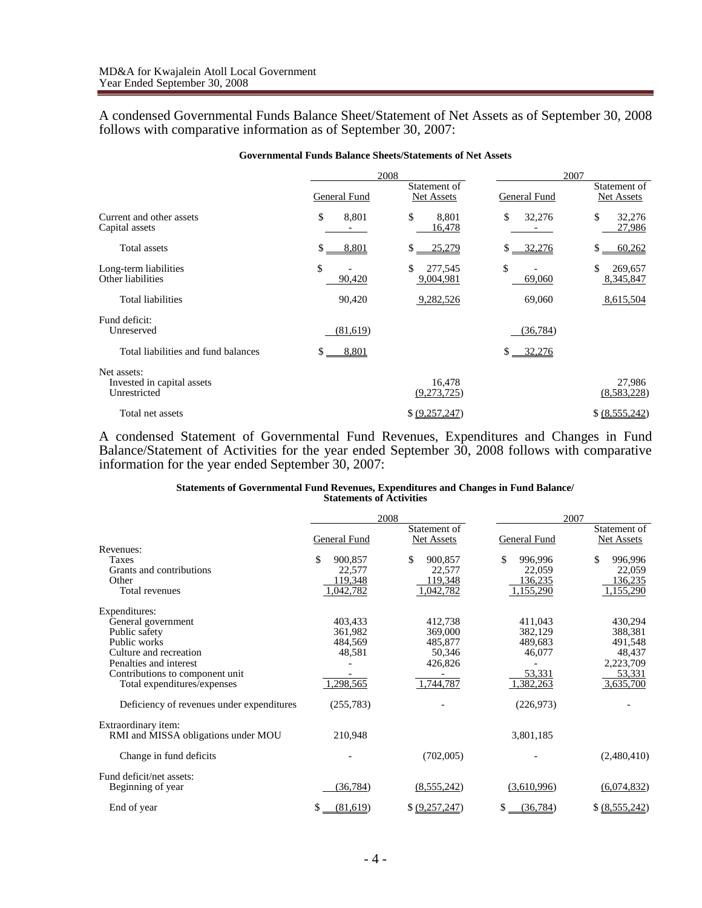A condensed Governmental Funds Balance Sheet/Statement of Net Assets as of September 30, 2008 follows with comparative information as of September 30, 2007:

**Governmental Funds Balance Sheets/Statements of Net Assets**

| | 2008 | | 2007 | |
|---|---|---|---|---|
| | General Fund | Statement of Net Assets | General Fund | Statement of Net Assets |
| Current and other assets | $ 8,801 | $ 8,801 | $ 32,276 | $ 32,276 |
| Capital assets | - | 16,478 | - | 27,986 |
| Total assets | $ 8,801 | $ 25,279 | $ 32,276 | $ 60,262 |
| Long-term liabilities | $ - | $ 277,545 | $ - | $ 269,657 |
| Other liabilities | 90,420 | 9,004,981 | 69,060 | 8,345,847 |
| Total liabilities | 90,420 | 9,282,526 | 69,060 | 8,615,504 |
| Fund deficit: | | | | |
| Unreserved | (81,619) | | (36,784) | |
| Total liabilities and fund balances | $ 8,801 | | $ 32,276 | |
| Net assets: | | | | |
| Invested in capital assets | | 16,478 | | 27,986 |
| Unrestricted | | (9,273,725) | | (8,583,228) |
| Total net assets | | $ (9,257,247) | | $ (8,555,242) |

A condensed Statement of Governmental Fund Revenues, Expenditures and Changes in Fund Balance/Statement of Activities for the year ended September 30, 2008 follows with comparative information for the year ended September 30, 2007:

**Statements of Governmental Fund Revenues, Expenditures and Changes in Fund Balance/ Statements of Activities**

| | 2008 | | 2007 | |
|---|---|---|---|---|
| | General Fund | Statement of Net Assets | General Fund | Statement of Net Assets |
| Revenues: | | | | |
| Taxes | $ 900,857 | $ 900,857 | $ 996,996 | $ 996,996 |
| Grants and contributions | 22,577 | 22,577 | 22,059 | 22,059 |
| Other | 119,348 | 119,348 | 136,235 | 136,235 |
| Total revenues | 1,042,782 | 1,042,782 | 1,155,290 | 1,155,290 |
| Expenditures: | | | | |
| General government | 403,433 | 412,738 | 411,043 | 430,294 |
| Public safety | 361,982 | 369,000 | 382,129 | 388,381 |
| Public works | 484,569 | 485,877 | 489,683 | 491,548 |
| Culture and recreation | 48,581 | 50,346 | 46,077 | 48,437 |
| Penalties and interest | - | 426,826 | - | 2,223,709 |
| Contributions to component unit | - | - | 53,331 | 53,331 |
| Total expenditures/expenses | 1,298,565 | 1,744,787 | 1,382,263 | 3,635,700 |
| Deficiency of revenues under expenditures | (255,783) | - | (226,973) | - |
| Extraordinary item: | | | | |
| RMI and MISSA obligations under MOU | 210,948 | | 3,801,185 | |
| Change in fund deficits | - | (702,005) | - | (2,480,410) |
| Fund deficit/net assets: | | | | |
| Beginning of year | (36,784) | (8,555,242) | (3,610,996) | (6,074,832) |
| End of year | $ (81,619) | $ (9,257,247) | $ (36,784) | $ (8,555,242) |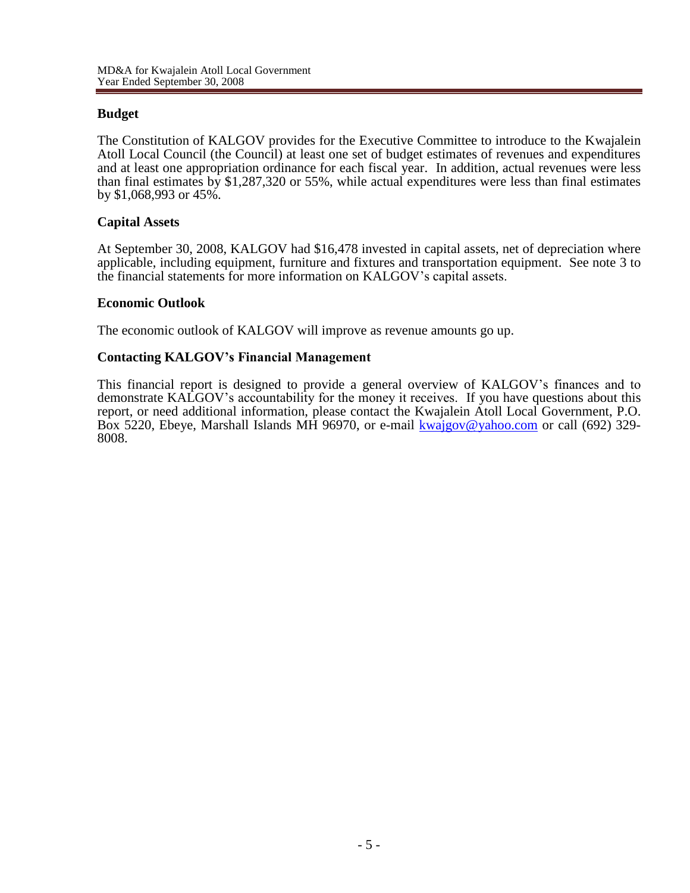## Budget

The Constitution of KALGOV provides for the Executive Committee to introduce to the Kwajalein Atoll Local Council (the Council) at least one set of budget estimates of revenues and expenditures and at least one appropriation ordinance for each fiscal year. In addition, actual revenues were less than final estimates by $1,287,320 or 55%, while actual expenditures were less than final estimates by $1,068,993 or 45%.

## Capital Assets

At September 30, 2008, KALGOV had $16,478 invested in capital assets, net of depreciation where applicable, including equipment, furniture and fixtures and transportation equipment. See note 3 to the financial statements for more information on KALGOV's capital assets.

## Economic Outlook

The economic outlook of KALGOV will improve as revenue amounts go up.

## Contacting KALGOV's Financial Management

This financial report is designed to provide a general overview of KALGOV's finances and to demonstrate KALGOV's accountability for the money it receives. If you have questions about this report, or need additional information, please contact the Kwajalein Atoll Local Government, P.O. Box 5220, Ebeye, Marshall Islands MH 96970, or e-mail kwajgov@yahoo.com or call (692) 329-8008.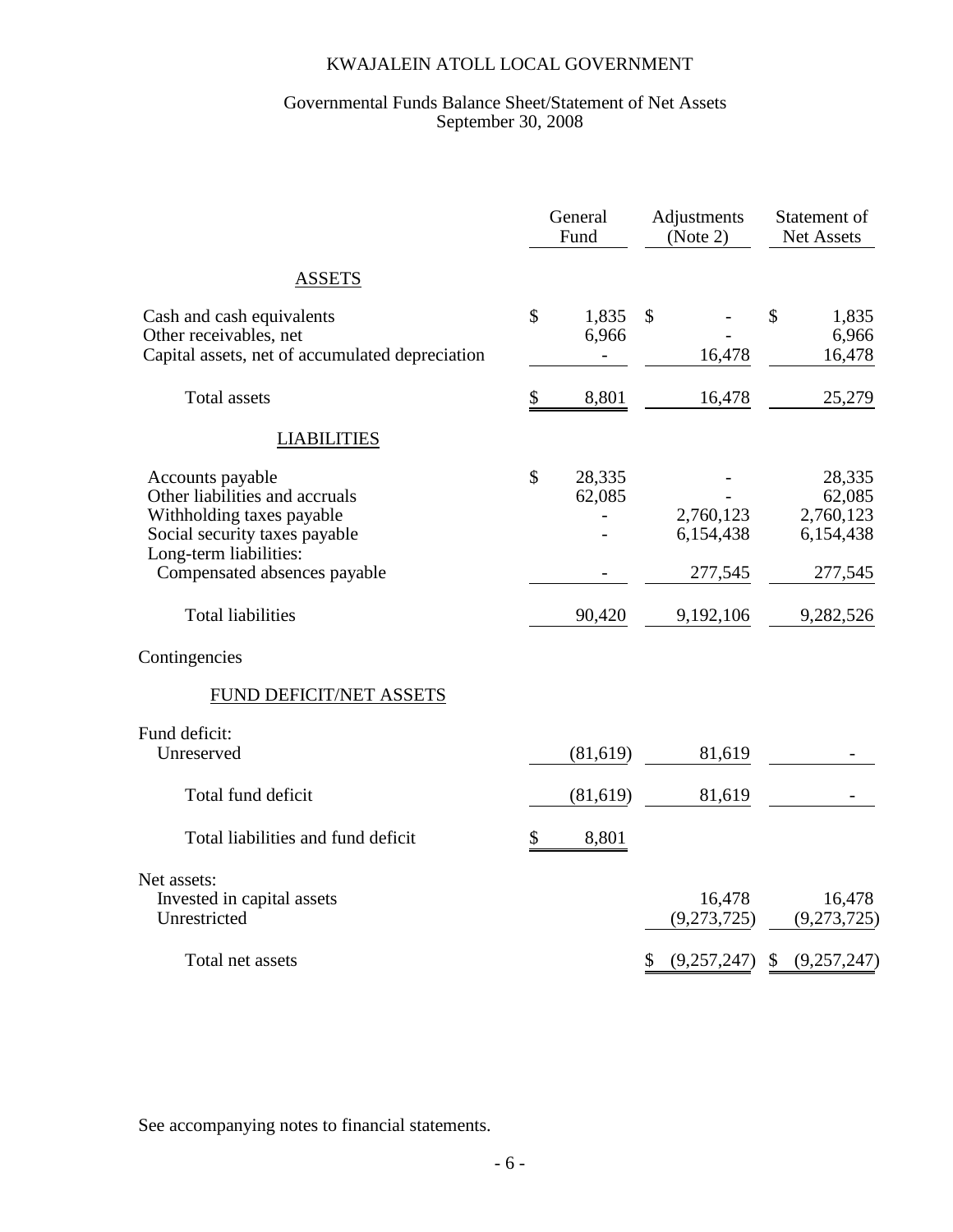# KWAJALEIN ATOLL LOCAL GOVERNMENT

## Governmental Funds Balance Sheet/Statement of Net Assets
September 30, 2008

| | General Fund | Adjustments (Note 2) | Statement of Net Assets |
|---|---|---|---|
| **ASSETS** | | | |
| Cash and cash equivalents | $ 1,835 | $ - | $ 1,835 |
| Other receivables, net | 6,966 | - | 6,966 |
| Capital assets, net of accumulated depreciation | - | 16,478 | 16,478 |
| Total assets | $ 8,801 | 16,478 | 25,279 |
| **LIABILITIES** | | | |
| Accounts payable | $ 28,335 | - | 28,335 |
| Other liabilities and accruals | 62,085 | - | 62,085 |
| Withholding taxes payable | - | 2,760,123 | 2,760,123 |
| Social security taxes payable | - | 6,154,438 | 6,154,438 |
| Long-term liabilities: | | | |
| Compensated absences payable | - | 277,545 | 277,545 |
| Total liabilities | 90,420 | 9,192,106 | 9,282,526 |
| Contingencies | | | |
| **FUND DEFICIT/NET ASSETS** | | | |
| Fund deficit: | | | |
| Unreserved | (81,619) | 81,619 | - |
| Total fund deficit | (81,619) | 81,619 | - |
| Total liabilities and fund deficit | $ 8,801 | | |
| Net assets: | | | |
| Invested in capital assets | | 16,478 | 16,478 |
| Unrestricted | | (9,273,725) | (9,273,725) |
| Total net assets | | $ (9,257,247) | $ (9,257,247) |

See accompanying notes to financial statements.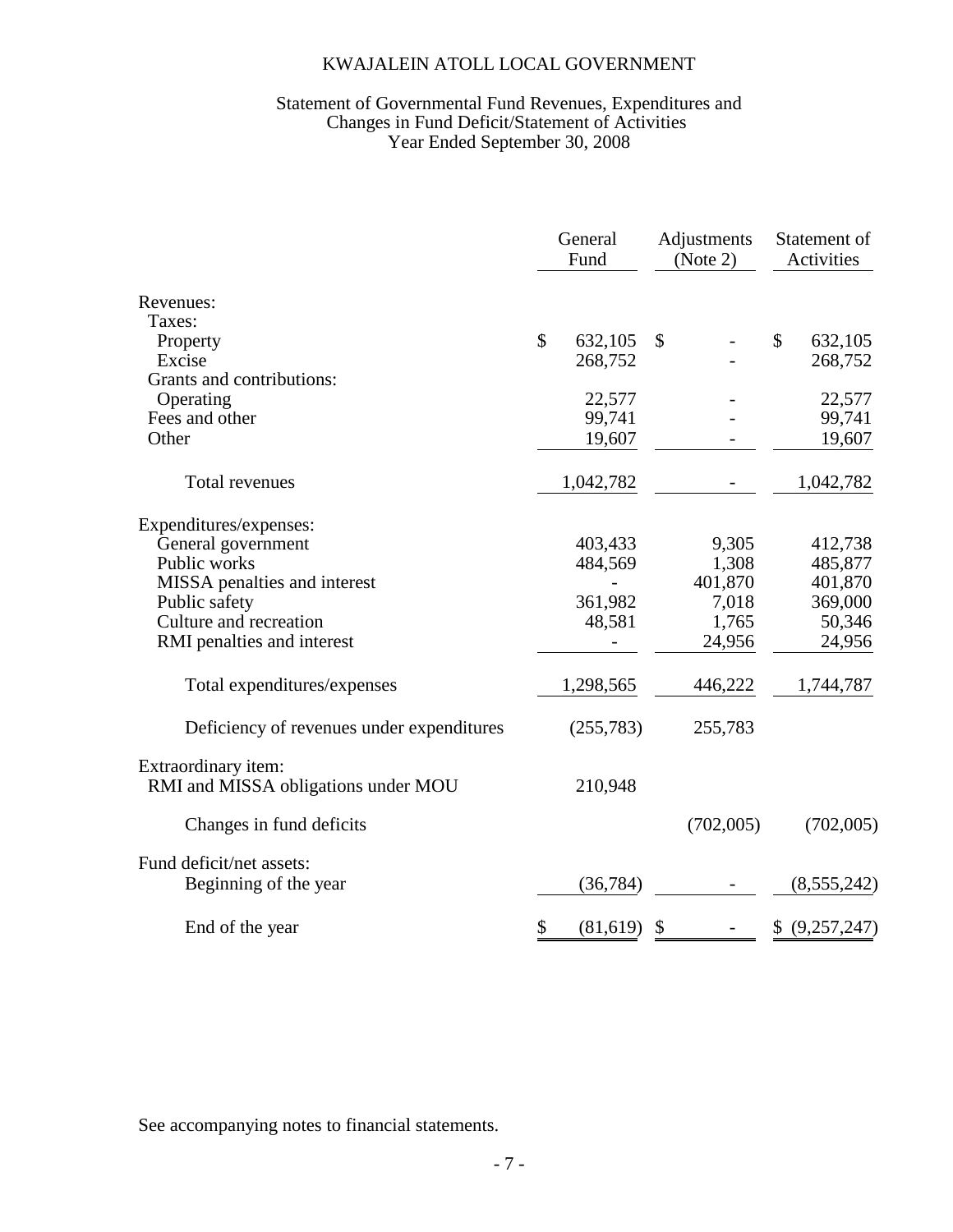# KWAJALEIN ATOLL LOCAL GOVERNMENT

## Statement of Governmental Fund Revenues, Expenditures and Changes in Fund Deficit/Statement of Activities
## Year Ended September 30, 2008

| | General Fund | Adjustments (Note 2) | Statement of Activities |
|---|---|---|---|
| Revenues: | | | |
| Taxes: | | | |
| Property | $ 632,105 | $ - | $ 632,105 |
| Excise | 268,752 | - | 268,752 |
| Grants and contributions: | | | |
| Operating | 22,577 | - | 22,577 |
| Fees and other | 99,741 | - | 99,741 |
| Other | 19,607 | - | 19,607 |
| Total revenues | 1,042,782 | - | 1,042,782 |
| Expenditures/expenses: | | | |
| General government | 403,433 | 9,305 | 412,738 |
| Public works | 484,569 | 1,308 | 485,877 |
| MISSA penalties and interest | - | 401,870 | 401,870 |
| Public safety | 361,982 | 7,018 | 369,000 |
| Culture and recreation | 48,581 | 1,765 | 50,346 |
| RMI penalties and interest | - | 24,956 | 24,956 |
| Total expenditures/expenses | 1,298,565 | 446,222 | 1,744,787 |
| Deficiency of revenues under expenditures | (255,783) | 255,783 | |
| Extraordinary item: | | | |
| RMI and MISSA obligations under MOU | 210,948 | | |
| Changes in fund deficits | | (702,005) | (702,005) |
| Fund deficit/net assets: | | | |
| Beginning of the year | (36,784) | - | (8,555,242) |
| End of the year | $ (81,619) | $ - | $ (9,257,247) |

See accompanying notes to financial statements.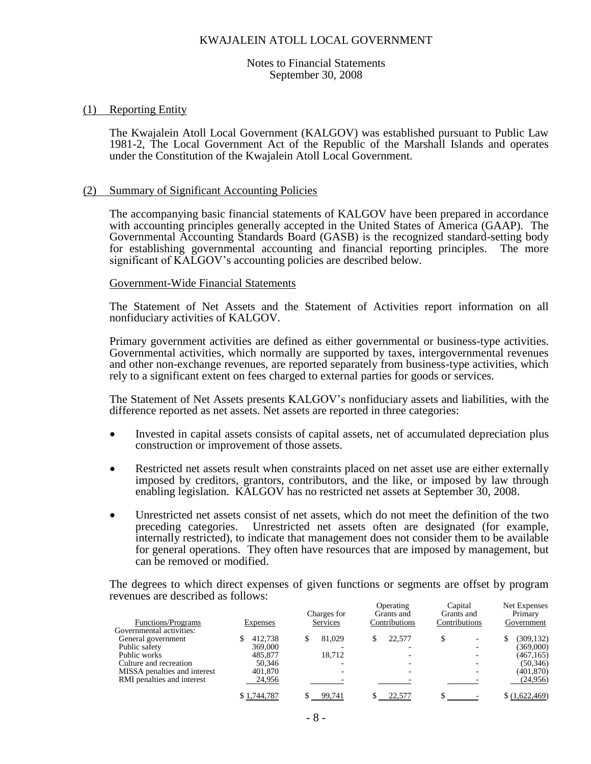KWAJALEIN ATOLL LOCAL GOVERNMENT

Notes to Financial Statements
September 30, 2008

## (1) Reporting Entity

The Kwajalein Atoll Local Government (KALGOV) was established pursuant to Public Law 1981-2, The Local Government Act of the Republic of the Marshall Islands and operates under the Constitution of the Kwajalein Atoll Local Government.

## (2) Summary of Significant Accounting Policies

The accompanying basic financial statements of KALGOV have been prepared in accordance with accounting principles generally accepted in the United States of America (GAAP). The Governmental Accounting Standards Board (GASB) is the recognized standard-setting body for establishing governmental accounting and financial reporting principles. The more significant of KALGOV's accounting policies are described below.

### Government-Wide Financial Statements

The Statement of Net Assets and the Statement of Activities report information on all nonfiduciary activities of KALGOV.

Primary government activities are defined as either governmental or business-type activities. Governmental activities, which normally are supported by taxes, intergovernmental revenues and other non-exchange revenues, are reported separately from business-type activities, which rely to a significant extent on fees charged to external parties for goods or services.

The Statement of Net Assets presents KALGOV's nonfiduciary assets and liabilities, with the difference reported as net assets. Net assets are reported in three categories:

- Invested in capital assets consists of capital assets, net of accumulated depreciation plus construction or improvement of those assets.
- Restricted net assets result when constraints placed on net asset use are either externally imposed by creditors, grantors, contributors, and the like, or imposed by law through enabling legislation. KALGOV has no restricted net assets at September 30, 2008.
- Unrestricted net assets consist of net assets, which do not meet the definition of the two preceding categories. Unrestricted net assets often are designated (for example, internally restricted), to indicate that management does not consider them to be available for general operations. They often have resources that are imposed by management, but can be removed or modified.

The degrees to which direct expenses of given functions or segments are offset by program revenues are described as follows:

| Functions/Programs | Expenses | Charges for Services | Operating Grants and Contributions | Capital Grants and Contributions | Net Expenses Primary Government |
|---|---|---|---|---|---|
| Governmental activities: | | | | | |
| General government | $ 412,738 | $ 81,029 | $ 22,577 | $ - | $ (309,132) |
| Public safety | 369,000 | - | - | - | (369,000) |
| Public works | 485,877 | 18,712 | - | - | (467,165) |
| Culture and recreation | 50,346 | - | - | - | (50,346) |
| MISSA penalties and interest | 401,870 | - | - | - | (401,870) |
| RMI penalties and interest | 24,956 | - | - | - | (24,956) |
| | $ 1,744,787 | $ 99,741 | $ 22,577 | $ - | $ (1,622,469) |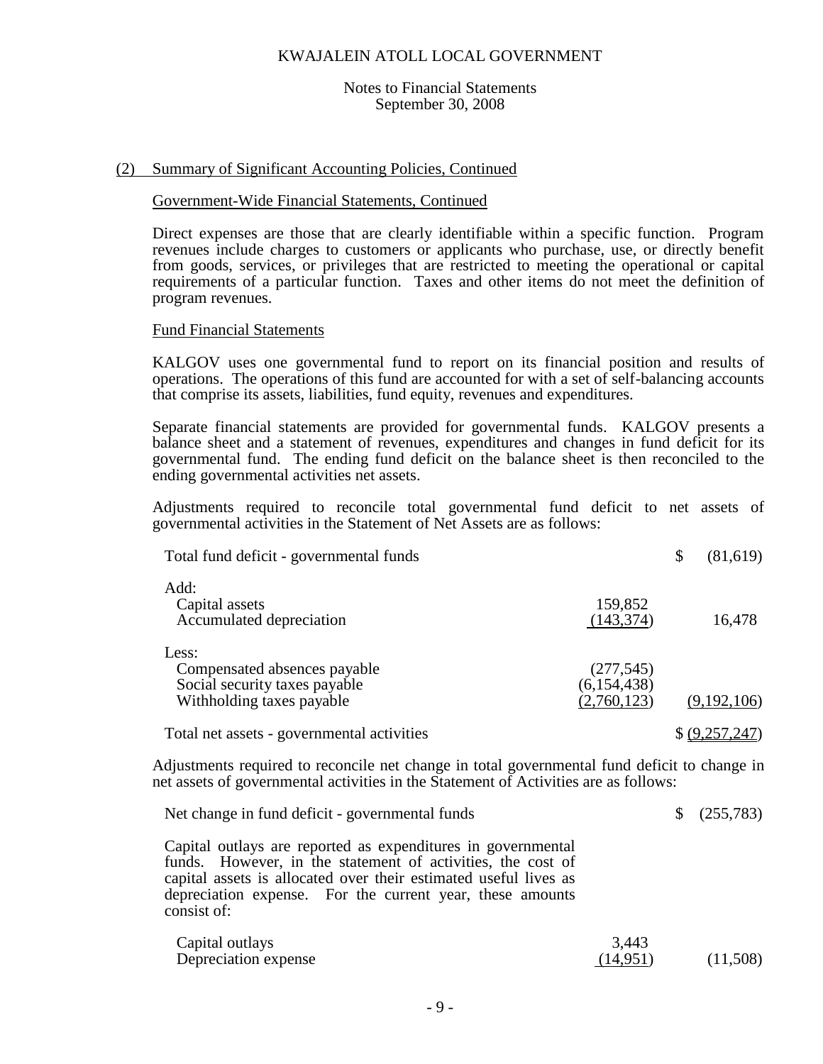## (2) Summary of Significant Accounting Policies, Continued

### Government-Wide Financial Statements, Continued

Direct expenses are those that are clearly identifiable within a specific function. Program revenues include charges to customers or applicants who purchase, use, or directly benefit from goods, services, or privileges that are restricted to meeting the operational or capital requirements of a particular function. Taxes and other items do not meet the definition of program revenues.

### Fund Financial Statements

KALGOV uses one governmental fund to report on its financial position and results of operations. The operations of this fund are accounted for with a set of self-balancing accounts that comprise its assets, liabilities, fund equity, revenues and expenditures.

Separate financial statements are provided for governmental funds. KALGOV presents a balance sheet and a statement of revenues, expenditures and changes in fund deficit for its governmental fund. The ending fund deficit on the balance sheet is then reconciled to the ending governmental activities net assets.

Adjustments required to reconcile total governmental fund deficit to net assets of governmental activities in the Statement of Net Assets are as follows:

| | | |
|---|---|---|
| Total fund deficit - governmental funds | | $ (81,619) |
| Add: | | |
| Capital assets | 159,852 | |
| Accumulated depreciation | (143,374) | 16,478 |
| Less: | | |
| Compensated absences payable | (277,545) | |
| Social security taxes payable | (6,154,438) | |
| Withholding taxes payable | (2,760,123) | (9,192,106) |
| Total net assets - governmental activities | | $ (9,257,247) |

Adjustments required to reconcile net change in total governmental fund deficit to change in net assets of governmental activities in the Statement of Activities are as follows:

| | | |
|---|---|---|
| Net change in fund deficit - governmental funds | | $ (255,783) |
| Capital outlays are reported as expenditures in governmental funds. However, in the statement of activities, the cost of capital assets is allocated over their estimated useful lives as depreciation expense. For the current year, these amounts consist of: | | |
| Capital outlays | 3,443 | |
| Depreciation expense | (14,951) | (11,508) |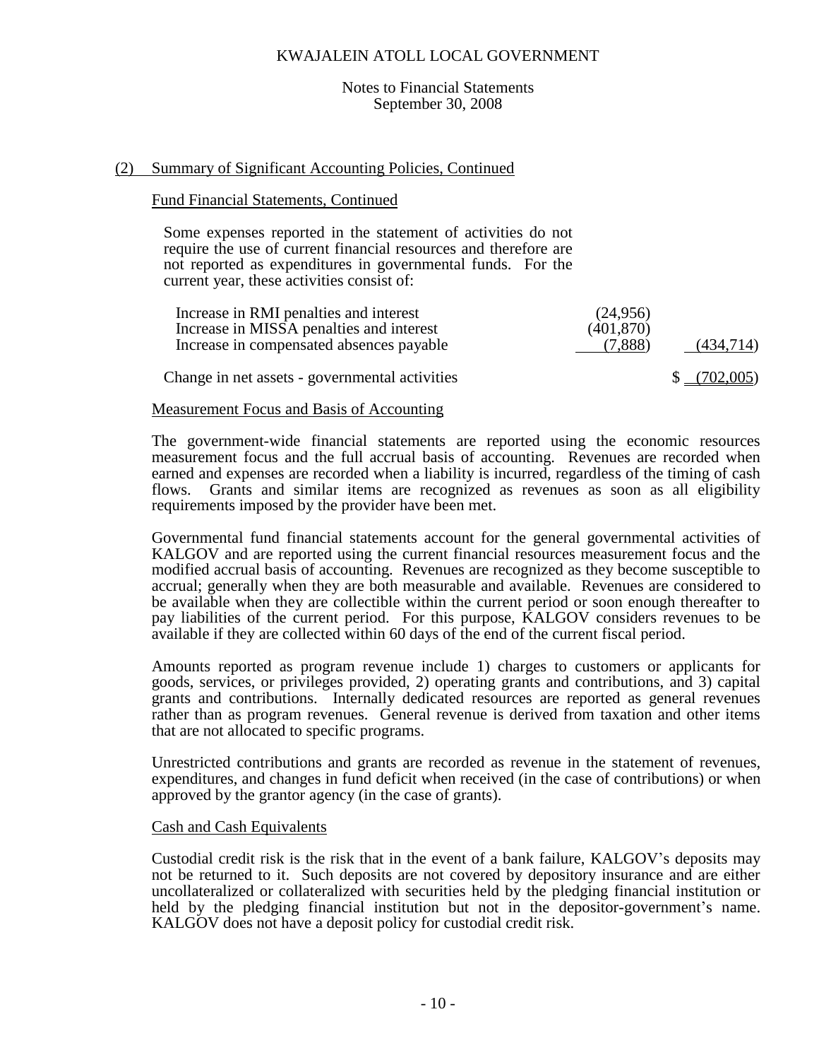## (2) Summary of Significant Accounting Policies, Continued

### Fund Financial Statements, Continued

Some expenses reported in the statement of activities do not require the use of current financial resources and therefore are not reported as expenditures in governmental funds. For the current year, these activities consist of:

| | | |
|---|---|---|
| Increase in RMI penalties and interest | (24,956) | |
| Increase in MISSA penalties and interest | (401,870) | |
| Increase in compensated absences payable | (7,888) | (434,714) |
| Change in net assets - governmental activities | | $ (702,005) |

### Measurement Focus and Basis of Accounting

The government-wide financial statements are reported using the economic resources measurement focus and the full accrual basis of accounting. Revenues are recorded when earned and expenses are recorded when a liability is incurred, regardless of the timing of cash flows. Grants and similar items are recognized as revenues as soon as all eligibility requirements imposed by the provider have been met.

Governmental fund financial statements account for the general governmental activities of KALGOV and are reported using the current financial resources measurement focus and the modified accrual basis of accounting. Revenues are recognized as they become susceptible to accrual; generally when they are both measurable and available. Revenues are considered to be available when they are collectible within the current period or soon enough thereafter to pay liabilities of the current period. For this purpose, KALGOV considers revenues to be available if they are collected within 60 days of the end of the current fiscal period.

Amounts reported as program revenue include 1) charges to customers or applicants for goods, services, or privileges provided, 2) operating grants and contributions, and 3) capital grants and contributions. Internally dedicated resources are reported as general revenues rather than as program revenues. General revenue is derived from taxation and other items that are not allocated to specific programs.

Unrestricted contributions and grants are recorded as revenue in the statement of revenues, expenditures, and changes in fund deficit when received (in the case of contributions) or when approved by the grantor agency (in the case of grants).

### Cash and Cash Equivalents

Custodial credit risk is the risk that in the event of a bank failure, KALGOV's deposits may not be returned to it. Such deposits are not covered by depository insurance and are either uncollateralized or collateralized with securities held by the pledging financial institution or held by the pledging financial institution but not in the depositor-government's name. KALGOV does not have a deposit policy for custodial credit risk.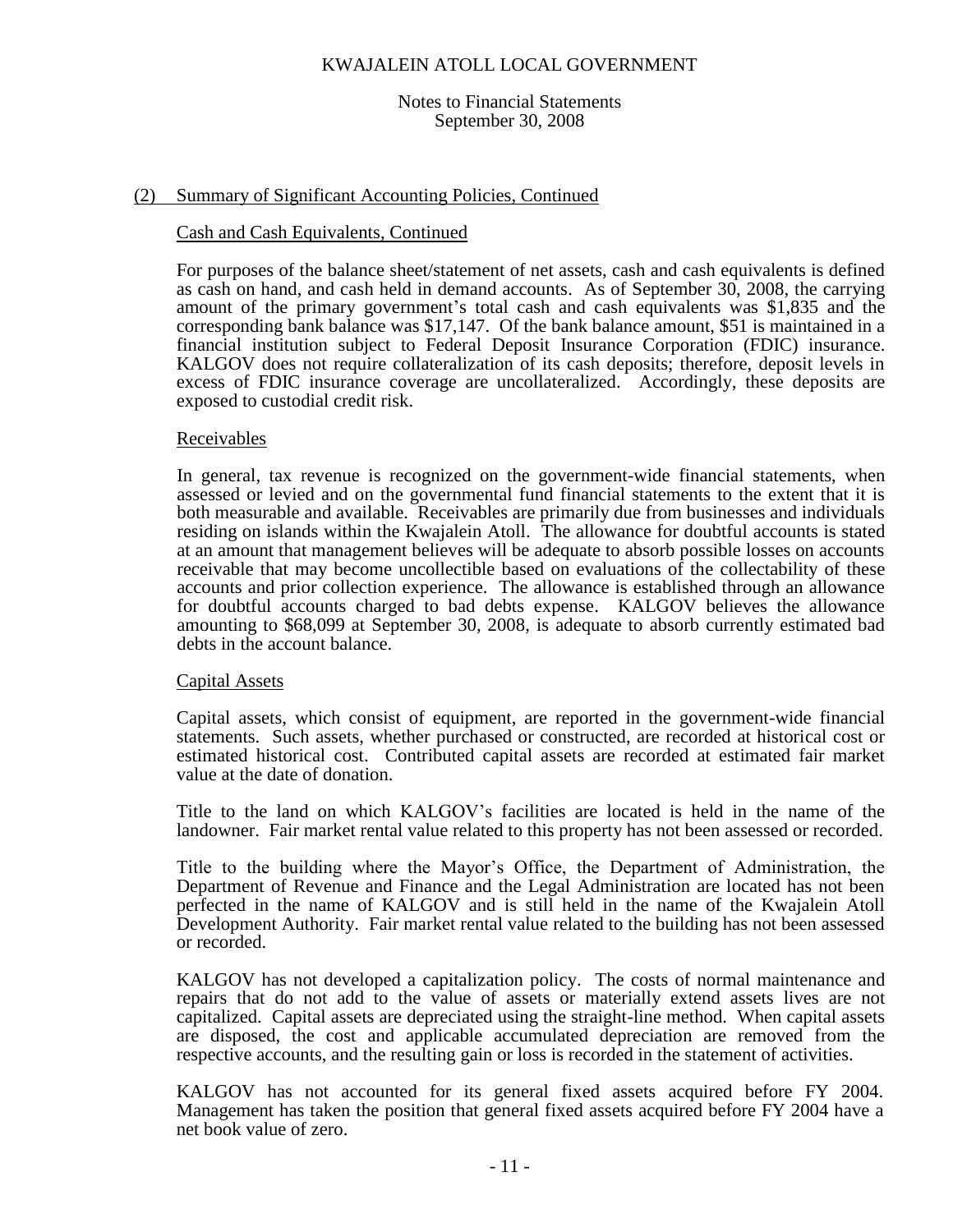KWAJALEIN ATOLL LOCAL GOVERNMENT

Notes to Financial Statements
September 30, 2008

## (2) Summary of Significant Accounting Policies, Continued

### Cash and Cash Equivalents, Continued

For purposes of the balance sheet/statement of net assets, cash and cash equivalents is defined as cash on hand, and cash held in demand accounts. As of September 30, 2008, the carrying amount of the primary government's total cash and cash equivalents was $1,835 and the corresponding bank balance was $17,147. Of the bank balance amount, $51 is maintained in a financial institution subject to Federal Deposit Insurance Corporation (FDIC) insurance. KALGOV does not require collateralization of its cash deposits; therefore, deposit levels in excess of FDIC insurance coverage are uncollateralized. Accordingly, these deposits are exposed to custodial credit risk.

### Receivables

In general, tax revenue is recognized on the government-wide financial statements, when assessed or levied and on the governmental fund financial statements to the extent that it is both measurable and available. Receivables are primarily due from businesses and individuals residing on islands within the Kwajalein Atoll. The allowance for doubtful accounts is stated at an amount that management believes will be adequate to absorb possible losses on accounts receivable that may become uncollectible based on evaluations of the collectability of these accounts and prior collection experience. The allowance is established through an allowance for doubtful accounts charged to bad debts expense. KALGOV believes the allowance amounting to $68,099 at September 30, 2008, is adequate to absorb currently estimated bad debts in the account balance.

### Capital Assets

Capital assets, which consist of equipment, are reported in the government-wide financial statements. Such assets, whether purchased or constructed, are recorded at historical cost or estimated historical cost. Contributed capital assets are recorded at estimated fair market value at the date of donation.

Title to the land on which KALGOV's facilities are located is held in the name of the landowner. Fair market rental value related to this property has not been assessed or recorded.

Title to the building where the Mayor's Office, the Department of Administration, the Department of Revenue and Finance and the Legal Administration are located has not been perfected in the name of KALGOV and is still held in the name of the Kwajalein Atoll Development Authority. Fair market rental value related to the building has not been assessed or recorded.

KALGOV has not developed a capitalization policy. The costs of normal maintenance and repairs that do not add to the value of assets or materially extend assets lives are not capitalized. Capital assets are depreciated using the straight-line method. When capital assets are disposed, the cost and applicable accumulated depreciation are removed from the respective accounts, and the resulting gain or loss is recorded in the statement of activities.

KALGOV has not accounted for its general fixed assets acquired before FY 2004. Management has taken the position that general fixed assets acquired before FY 2004 have a net book value of zero.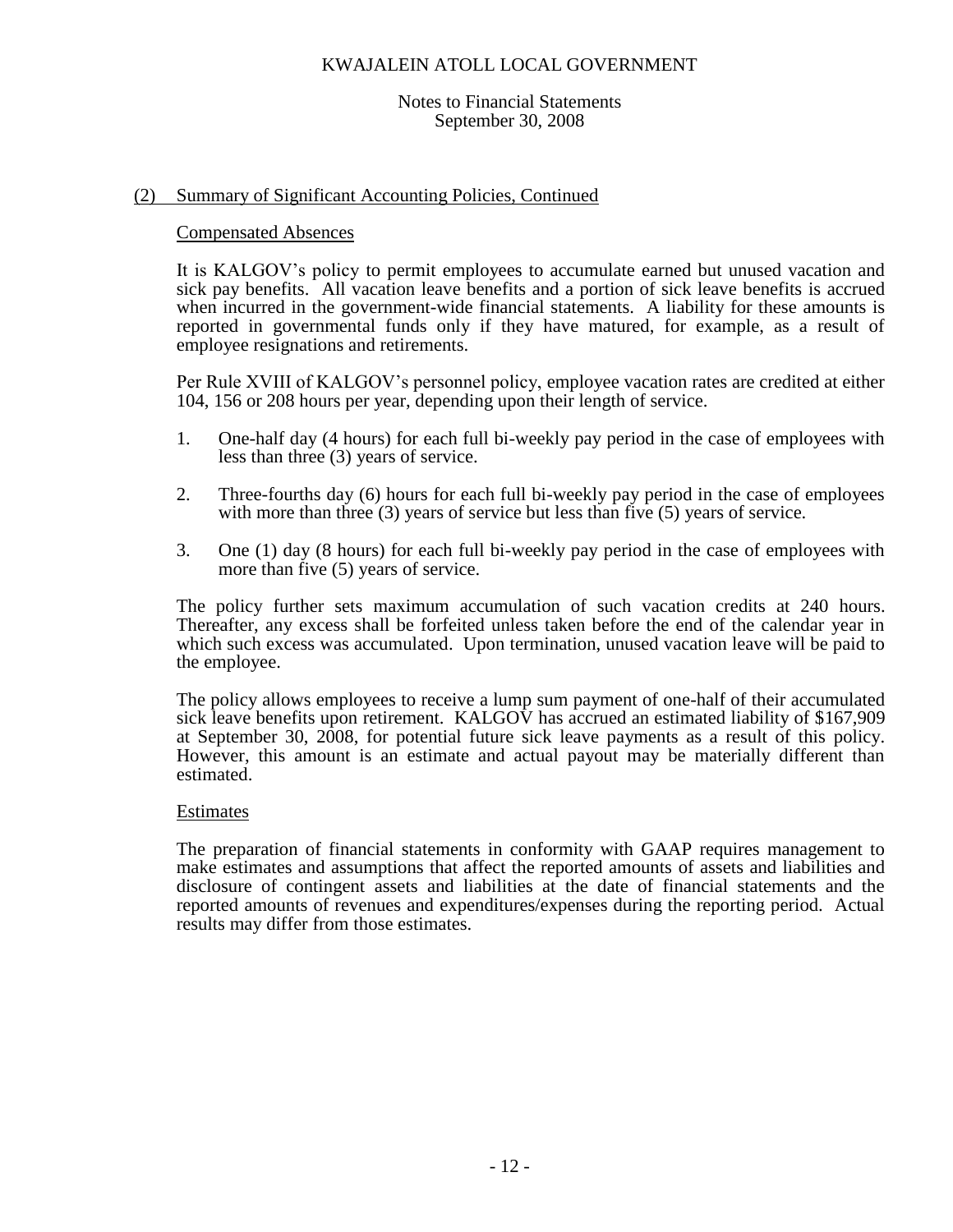## (2) Summary of Significant Accounting Policies, Continued

### Compensated Absences

It is KALGOV's policy to permit employees to accumulate earned but unused vacation and sick pay benefits. All vacation leave benefits and a portion of sick leave benefits is accrued when incurred in the government-wide financial statements. A liability for these amounts is reported in governmental funds only if they have matured, for example, as a result of employee resignations and retirements.

Per Rule XVIII of KALGOV's personnel policy, employee vacation rates are credited at either 104, 156 or 208 hours per year, depending upon their length of service.

1. One-half day (4 hours) for each full bi-weekly pay period in the case of employees with less than three (3) years of service.

2. Three-fourths day (6) hours for each full bi-weekly pay period in the case of employees with more than three (3) years of service but less than five (5) years of service.

3. One (1) day (8 hours) for each full bi-weekly pay period in the case of employees with more than five (5) years of service.

The policy further sets maximum accumulation of such vacation credits at 240 hours. Thereafter, any excess shall be forfeited unless taken before the end of the calendar year in which such excess was accumulated. Upon termination, unused vacation leave will be paid to the employee.

The policy allows employees to receive a lump sum payment of one-half of their accumulated sick leave benefits upon retirement. KALGOV has accrued an estimated liability of $167,909 at September 30, 2008, for potential future sick leave payments as a result of this policy. However, this amount is an estimate and actual payout may be materially different than estimated.

### Estimates

The preparation of financial statements in conformity with GAAP requires management to make estimates and assumptions that affect the reported amounts of assets and liabilities and disclosure of contingent assets and liabilities at the date of financial statements and the reported amounts of revenues and expenditures/expenses during the reporting period. Actual results may differ from those estimates.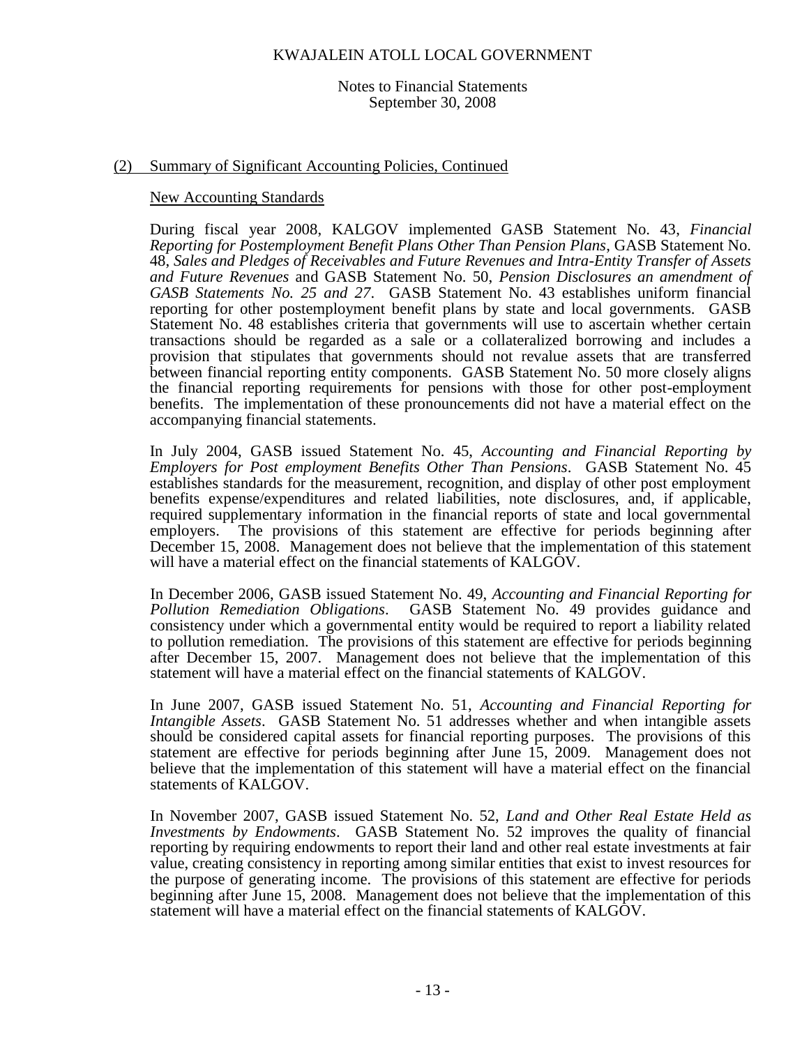## (2) Summary of Significant Accounting Policies, Continued

### New Accounting Standards

During fiscal year 2008, KALGOV implemented GASB Statement No. 43, *Financial Reporting for Postemployment Benefit Plans Other Than Pension Plans*, GASB Statement No. 48, *Sales and Pledges of Receivables and Future Revenues and Intra-Entity Transfer of Assets and Future Revenues* and GASB Statement No. 50, *Pension Disclosures an amendment of GASB Statements No. 25 and 27*. GASB Statement No. 43 establishes uniform financial reporting for other postemployment benefit plans by state and local governments. GASB Statement No. 48 establishes criteria that governments will use to ascertain whether certain transactions should be regarded as a sale or a collateralized borrowing and includes a provision that stipulates that governments should not revalue assets that are transferred between financial reporting entity components. GASB Statement No. 50 more closely aligns the financial reporting requirements for pensions with those for other post-employment benefits. The implementation of these pronouncements did not have a material effect on the accompanying financial statements.

In July 2004, GASB issued Statement No. 45, *Accounting and Financial Reporting by Employers for Post employment Benefits Other Than Pensions*. GASB Statement No. 45 establishes standards for the measurement, recognition, and display of other post employment benefits expense/expenditures and related liabilities, note disclosures, and, if applicable, required supplementary information in the financial reports of state and local governmental employers. The provisions of this statement are effective for periods beginning after December 15, 2008. Management does not believe that the implementation of this statement will have a material effect on the financial statements of KALGOV.

In December 2006, GASB issued Statement No. 49, *Accounting and Financial Reporting for Pollution Remediation Obligations*. GASB Statement No. 49 provides guidance and consistency under which a governmental entity would be required to report a liability related to pollution remediation. The provisions of this statement are effective for periods beginning after December 15, 2007. Management does not believe that the implementation of this statement will have a material effect on the financial statements of KALGOV.

In June 2007, GASB issued Statement No. 51, *Accounting and Financial Reporting for Intangible Assets*. GASB Statement No. 51 addresses whether and when intangible assets should be considered capital assets for financial reporting purposes. The provisions of this statement are effective for periods beginning after June 15, 2009. Management does not believe that the implementation of this statement will have a material effect on the financial statements of KALGOV.

In November 2007, GASB issued Statement No. 52, *Land and Other Real Estate Held as Investments by Endowments*. GASB Statement No. 52 improves the quality of financial reporting by requiring endowments to report their land and other real estate investments at fair value, creating consistency in reporting among similar entities that exist to invest resources for the purpose of generating income. The provisions of this statement are effective for periods beginning after June 15, 2008. Management does not believe that the implementation of this statement will have a material effect on the financial statements of KALGOV.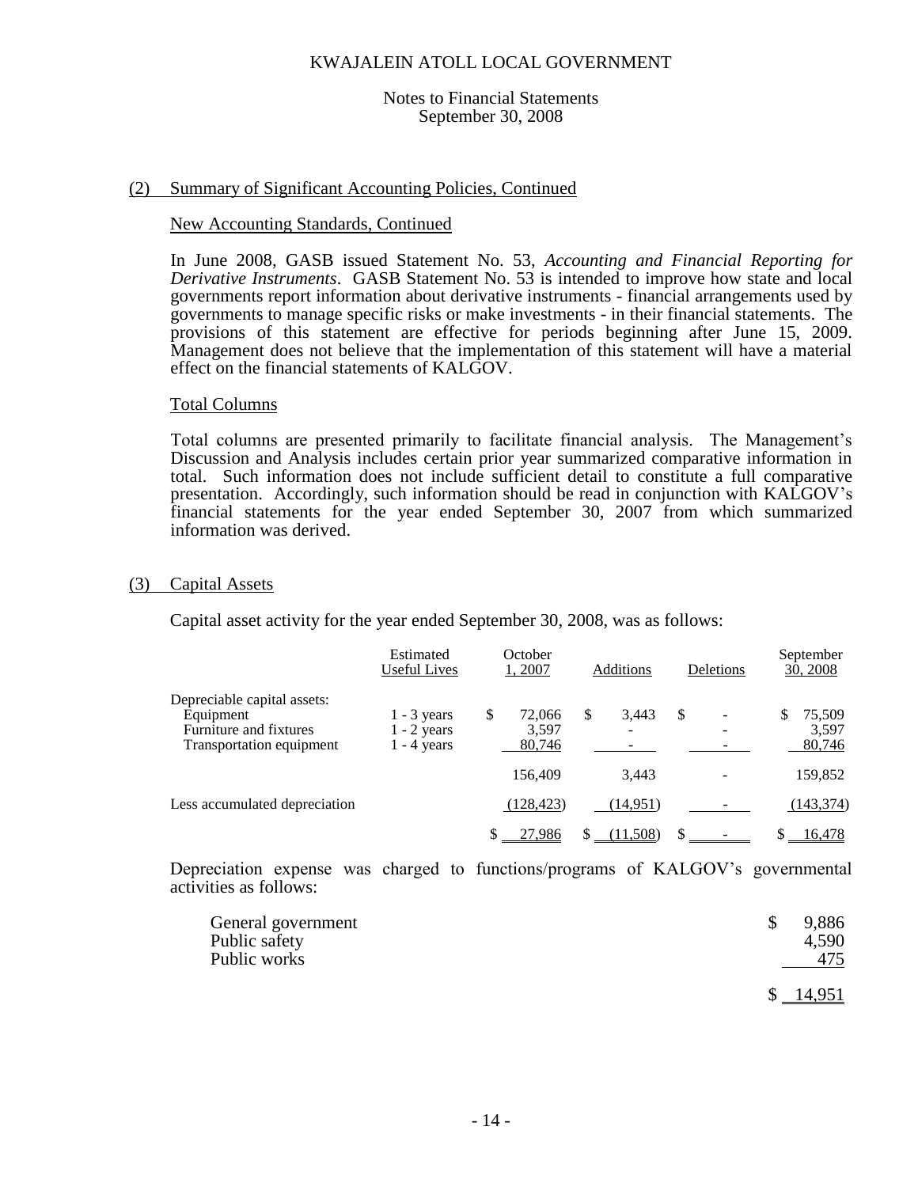KWAJALEIN ATOLL LOCAL GOVERNMENT

Notes to Financial Statements
September 30, 2008

## (2) Summary of Significant Accounting Policies, Continued

### New Accounting Standards, Continued

In June 2008, GASB issued Statement No. 53, *Accounting and Financial Reporting for Derivative Instruments*. GASB Statement No. 53 is intended to improve how state and local governments report information about derivative instruments - financial arrangements used by governments to manage specific risks or make investments - in their financial statements. The provisions of this statement are effective for periods beginning after June 15, 2009. Management does not believe that the implementation of this statement will have a material effect on the financial statements of KALGOV.

### Total Columns

Total columns are presented primarily to facilitate financial analysis. The Management's Discussion and Analysis includes certain prior year summarized comparative information in total. Such information does not include sufficient detail to constitute a full comparative presentation. Accordingly, such information should be read in conjunction with KALGOV's financial statements for the year ended September 30, 2007 from which summarized information was derived.

## (3) Capital Assets

Capital asset activity for the year ended September 30, 2008, was as follows:

| | Estimated Useful Lives | October 1, 2007 | Additions | Deletions | September 30, 2008 |
|---|---|---|---|---|---|
| Depreciable capital assets: | | | | | |
| Equipment | 1 - 3 years | $ 72,066 | $ 3,443 | $ - | $ 75,509 |
| Furniture and fixtures | 1 - 2 years | 3,597 | - | - | 3,597 |
| Transportation equipment | 1 - 4 years | 80,746 | - | - | 80,746 |
| | | 156,409 | 3,443 | - | 159,852 |
| Less accumulated depreciation | | (128,423) | (14,951) | - | (143,374) |
| | | $ 27,986 | $ (11,508) | $ - | $ 16,478 |

Depreciation expense was charged to functions/programs of KALGOV's governmental activities as follows:

| | |
|---|---|
| General government | $ 9,886 |
| Public safety | 4,590 |
| Public works | 475 |
| | $ 14,951 |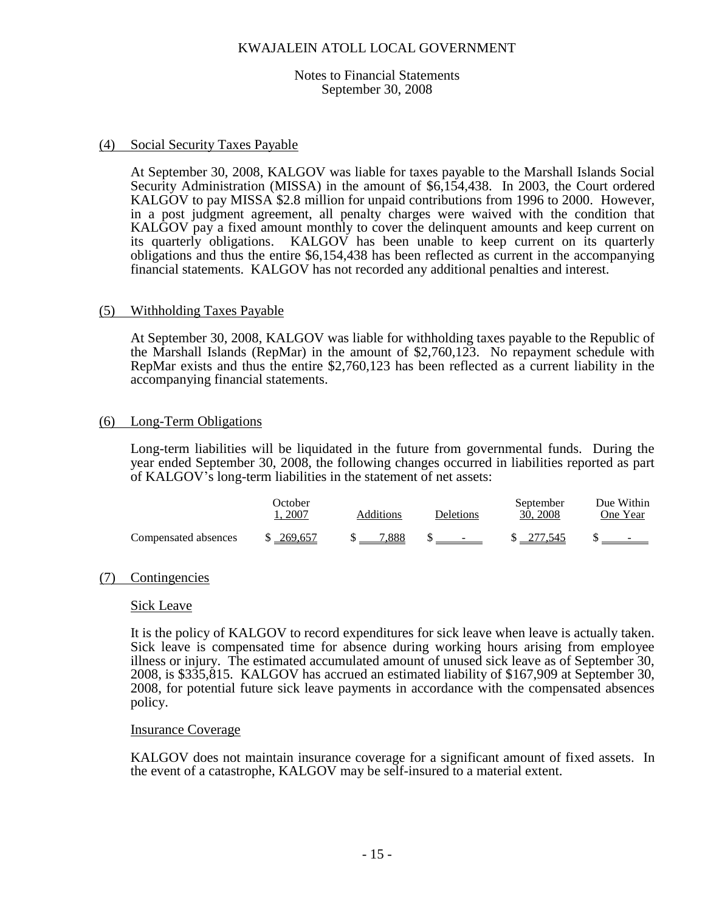KWAJALEIN ATOLL LOCAL GOVERNMENT

Notes to Financial Statements
September 30, 2008

## (4) Social Security Taxes Payable

At September 30, 2008, KALGOV was liable for taxes payable to the Marshall Islands Social Security Administration (MISSA) in the amount of $6,154,438. In 2003, the Court ordered KALGOV to pay MISSA $2.8 million for unpaid contributions from 1996 to 2000. However, in a post judgment agreement, all penalty charges were waived with the condition that KALGOV pay a fixed amount monthly to cover the delinquent amounts and keep current on its quarterly obligations. KALGOV has been unable to keep current on its quarterly obligations and thus the entire $6,154,438 has been reflected as current in the accompanying financial statements. KALGOV has not recorded any additional penalties and interest.

## (5) Withholding Taxes Payable

At September 30, 2008, KALGOV was liable for withholding taxes payable to the Republic of the Marshall Islands (RepMar) in the amount of $2,760,123. No repayment schedule with RepMar exists and thus the entire $2,760,123 has been reflected as a current liability in the accompanying financial statements.

## (6) Long-Term Obligations

Long-term liabilities will be liquidated in the future from governmental funds. During the year ended September 30, 2008, the following changes occurred in liabilities reported as part of KALGOV's long-term liabilities in the statement of net assets:

| | October 1, 2007 | Additions | Deletions | September 30, 2008 | Due Within One Year |
|---|---|---|---|---|---|
| Compensated absences | $ 269,657 | $ 7,888 | $ - | $ 277,545 | $ - |

## (7) Contingencies

### Sick Leave

It is the policy of KALGOV to record expenditures for sick leave when leave is actually taken. Sick leave is compensated time for absence during working hours arising from employee illness or injury. The estimated accumulated amount of unused sick leave as of September 30, 2008, is $335,815. KALGOV has accrued an estimated liability of $167,909 at September 30, 2008, for potential future sick leave payments in accordance with the compensated absences policy.

### Insurance Coverage

KALGOV does not maintain insurance coverage for a significant amount of fixed assets. In the event of a catastrophe, KALGOV may be self-insured to a material extent.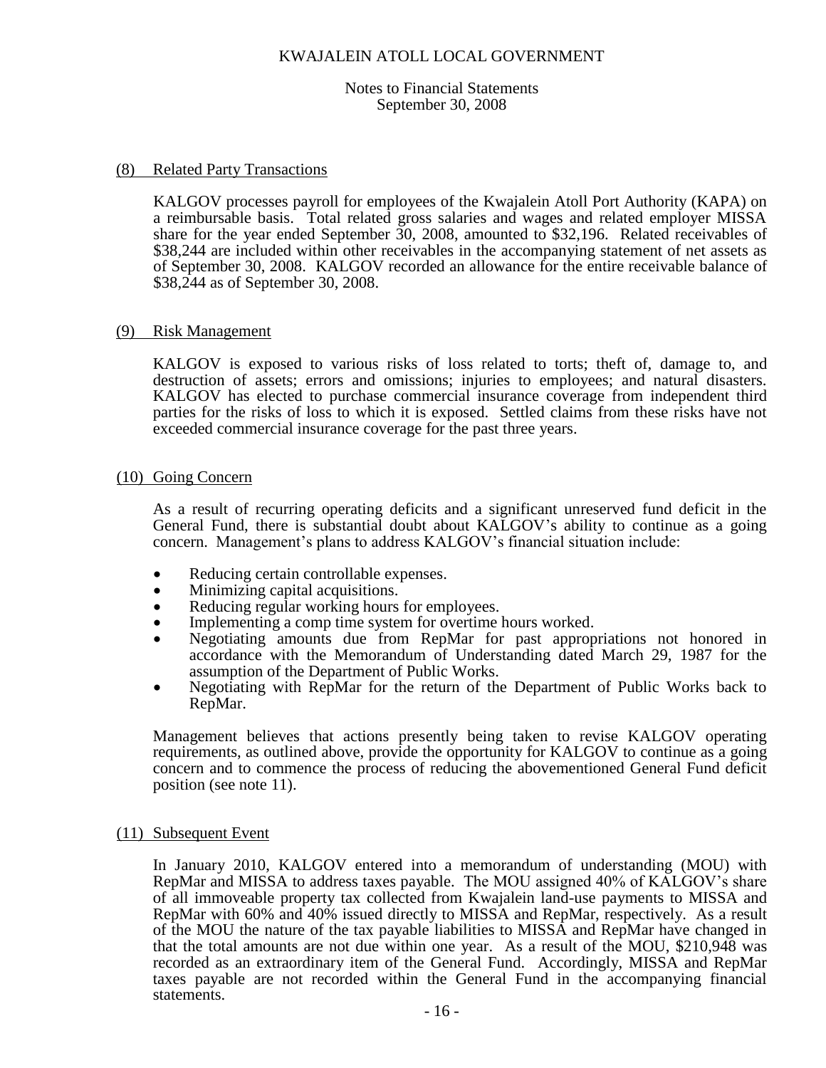# KWAJALEIN ATOLL LOCAL GOVERNMENT

Notes to Financial Statements
September 30, 2008

## (8) Related Party Transactions

KALGOV processes payroll for employees of the Kwajalein Atoll Port Authority (KAPA) on a reimbursable basis. Total related gross salaries and wages and related employer MISSA share for the year ended September 30, 2008, amounted to $32,196. Related receivables of $38,244 are included within other receivables in the accompanying statement of net assets as of September 30, 2008. KALGOV recorded an allowance for the entire receivable balance of $38,244 as of September 30, 2008.

## (9) Risk Management

KALGOV is exposed to various risks of loss related to torts; theft of, damage to, and destruction of assets; errors and omissions; injuries to employees; and natural disasters. KALGOV has elected to purchase commercial insurance coverage from independent third parties for the risks of loss to which it is exposed. Settled claims from these risks have not exceeded commercial insurance coverage for the past three years.

## (10) Going Concern

As a result of recurring operating deficits and a significant unreserved fund deficit in the General Fund, there is substantial doubt about KALGOV's ability to continue as a going concern. Management's plans to address KALGOV's financial situation include:

- Reducing certain controllable expenses.
- Minimizing capital acquisitions.
- Reducing regular working hours for employees.
- Implementing a comp time system for overtime hours worked.
- Negotiating amounts due from RepMar for past appropriations not honored in accordance with the Memorandum of Understanding dated March 29, 1987 for the assumption of the Department of Public Works.
- Negotiating with RepMar for the return of the Department of Public Works back to RepMar.

Management believes that actions presently being taken to revise KALGOV operating requirements, as outlined above, provide the opportunity for KALGOV to continue as a going concern and to commence the process of reducing the abovementioned General Fund deficit position (see note 11).

## (11) Subsequent Event

In January 2010, KALGOV entered into a memorandum of understanding (MOU) with RepMar and MISSA to address taxes payable. The MOU assigned 40% of KALGOV's share of all immoveable property tax collected from Kwajalein land-use payments to MISSA and RepMar with 60% and 40% issued directly to MISSA and RepMar, respectively. As a result of the MOU the nature of the tax payable liabilities to MISSA and RepMar have changed in that the total amounts are not due within one year. As a result of the MOU, $210,948 was recorded as an extraordinary item of the General Fund. Accordingly, MISSA and RepMar taxes payable are not recorded within the General Fund in the accompanying financial statements.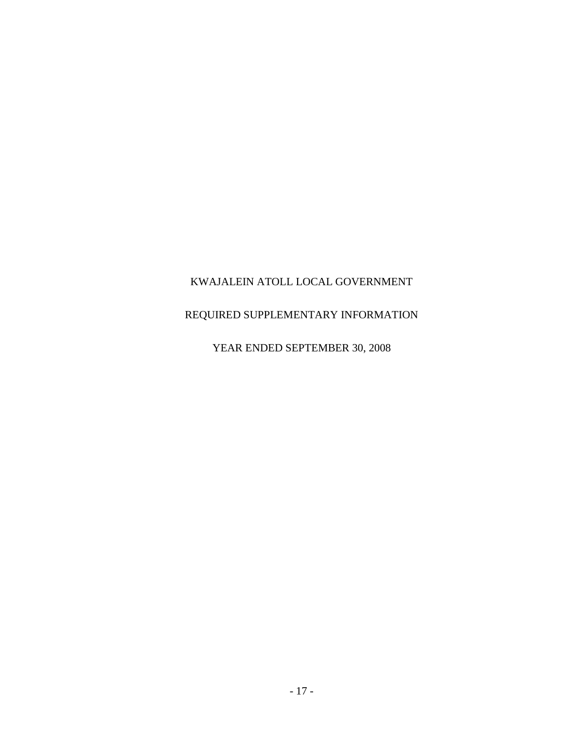# KWAJALEIN ATOLL LOCAL GOVERNMENT

## REQUIRED SUPPLEMENTARY INFORMATION

### YEAR ENDED SEPTEMBER 30, 2008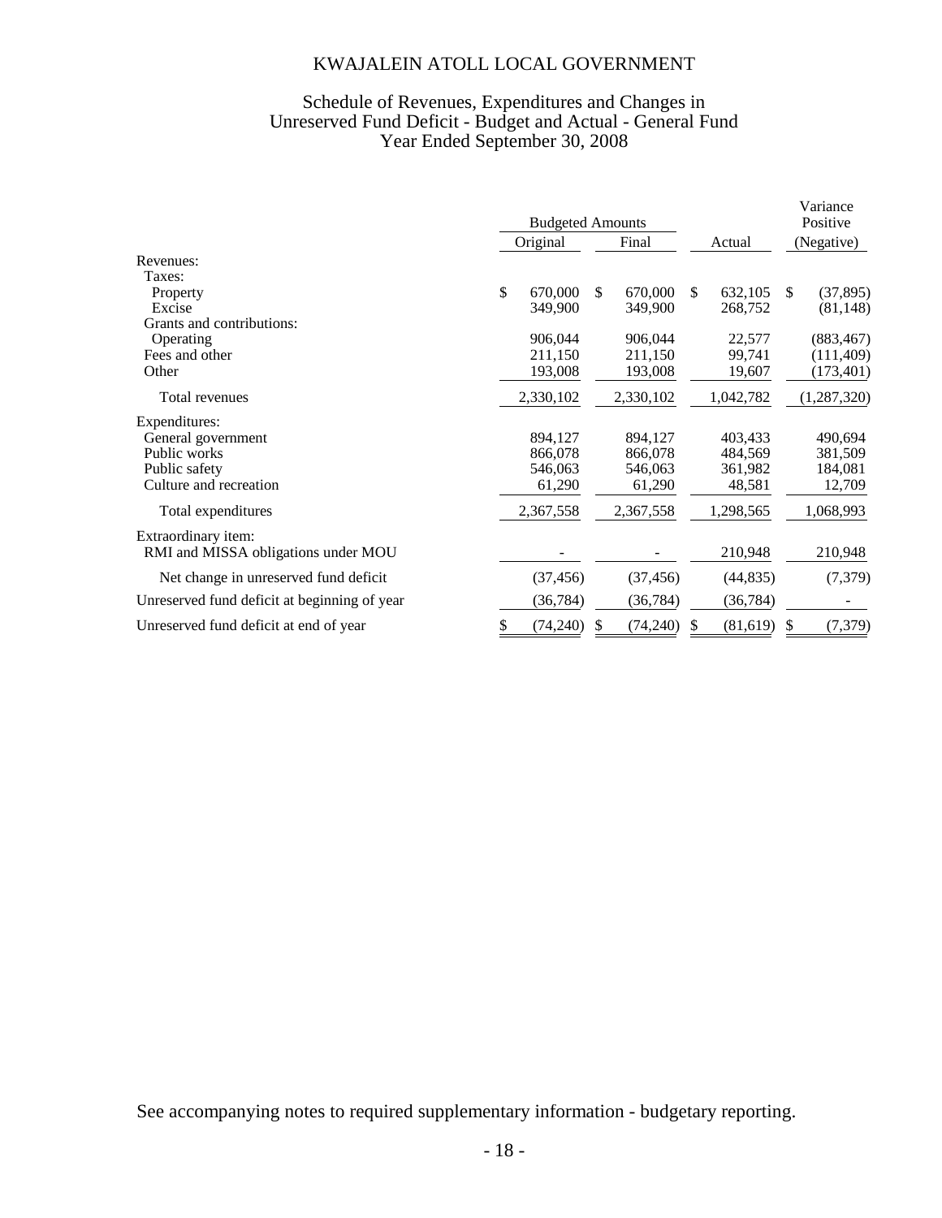# KWAJALEIN ATOLL LOCAL GOVERNMENT

## Schedule of Revenues, Expenditures and Changes in Unreserved Fund Deficit - Budget and Actual - General Fund
### Year Ended September 30, 2008

| | Budgeted Amounts | | | Variance Positive |
|---|---|---|---|---|
| | Original | Final | Actual | (Negative) |
| Revenues: | | | | |
| Taxes: | | | | |
| Property | $ 670,000 | $ 670,000 | $ 632,105 | $ (37,895) |
| Excise | 349,900 | 349,900 | 268,752 | (81,148) |
| Grants and contributions: | | | | |
| Operating | 906,044 | 906,044 | 22,577 | (883,467) |
| Fees and other | 211,150 | 211,150 | 99,741 | (111,409) |
| Other | 193,008 | 193,008 | 19,607 | (173,401) |
| Total revenues | 2,330,102 | 2,330,102 | 1,042,782 | (1,287,320) |
| Expenditures: | | | | |
| General government | 894,127 | 894,127 | 403,433 | 490,694 |
| Public works | 866,078 | 866,078 | 484,569 | 381,509 |
| Public safety | 546,063 | 546,063 | 361,982 | 184,081 |
| Culture and recreation | 61,290 | 61,290 | 48,581 | 12,709 |
| Total expenditures | 2,367,558 | 2,367,558 | 1,298,565 | 1,068,993 |
| Extraordinary item: | | | | |
| RMI and MISSA obligations under MOU | - | - | 210,948 | 210,948 |
| Net change in unreserved fund deficit | (37,456) | (37,456) | (44,835) | (7,379) |
| Unreserved fund deficit at beginning of year | (36,784) | (36,784) | (36,784) | - |
| Unreserved fund deficit at end of year | $ (74,240) | $ (74,240) | $ (81,619) | $ (7,379) |

See accompanying notes to required supplementary information - budgetary reporting.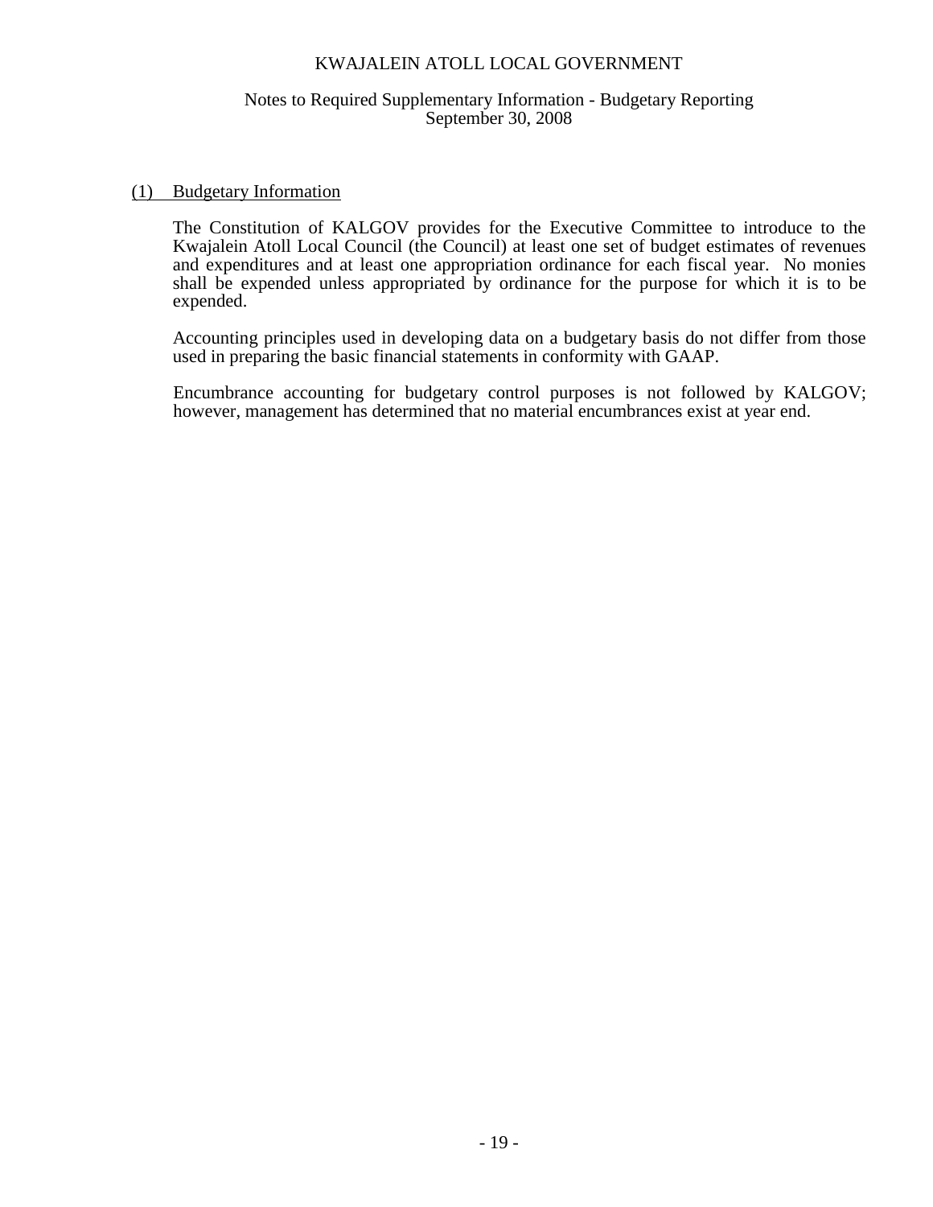# KWAJALEIN ATOLL LOCAL GOVERNMENT

## Notes to Required Supplementary Information - Budgetary Reporting
September 30, 2008

### (1) Budgetary Information

The Constitution of KALGOV provides for the Executive Committee to introduce to the Kwajalein Atoll Local Council (the Council) at least one set of budget estimates of revenues and expenditures and at least one appropriation ordinance for each fiscal year. No monies shall be expended unless appropriated by ordinance for the purpose for which it is to be expended.

Accounting principles used in developing data on a budgetary basis do not differ from those used in preparing the basic financial statements in conformity with GAAP.

Encumbrance accounting for budgetary control purposes is not followed by KALGOV; however, management has determined that no material encumbrances exist at year end.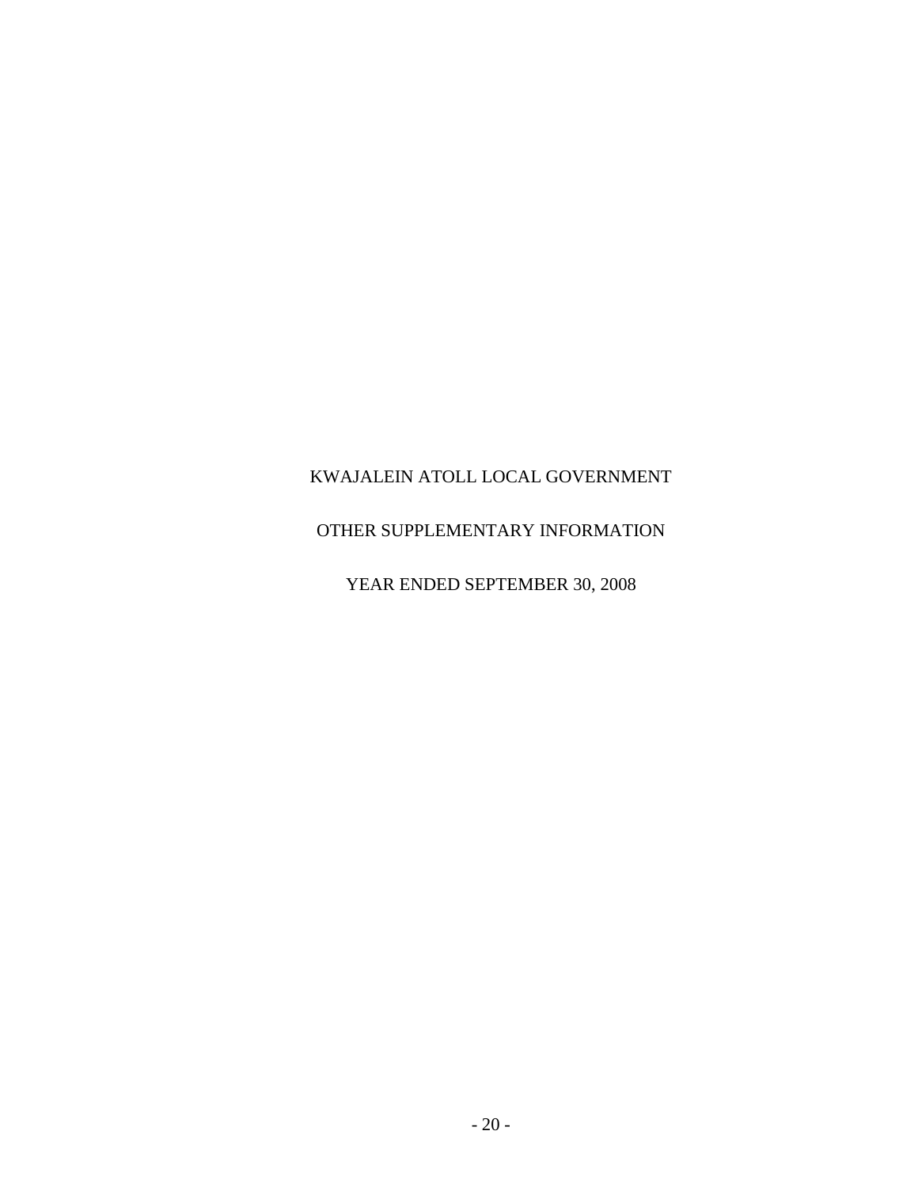KWAJALEIN ATOLL LOCAL GOVERNMENT

OTHER SUPPLEMENTARY INFORMATION

YEAR ENDED SEPTEMBER 30, 2008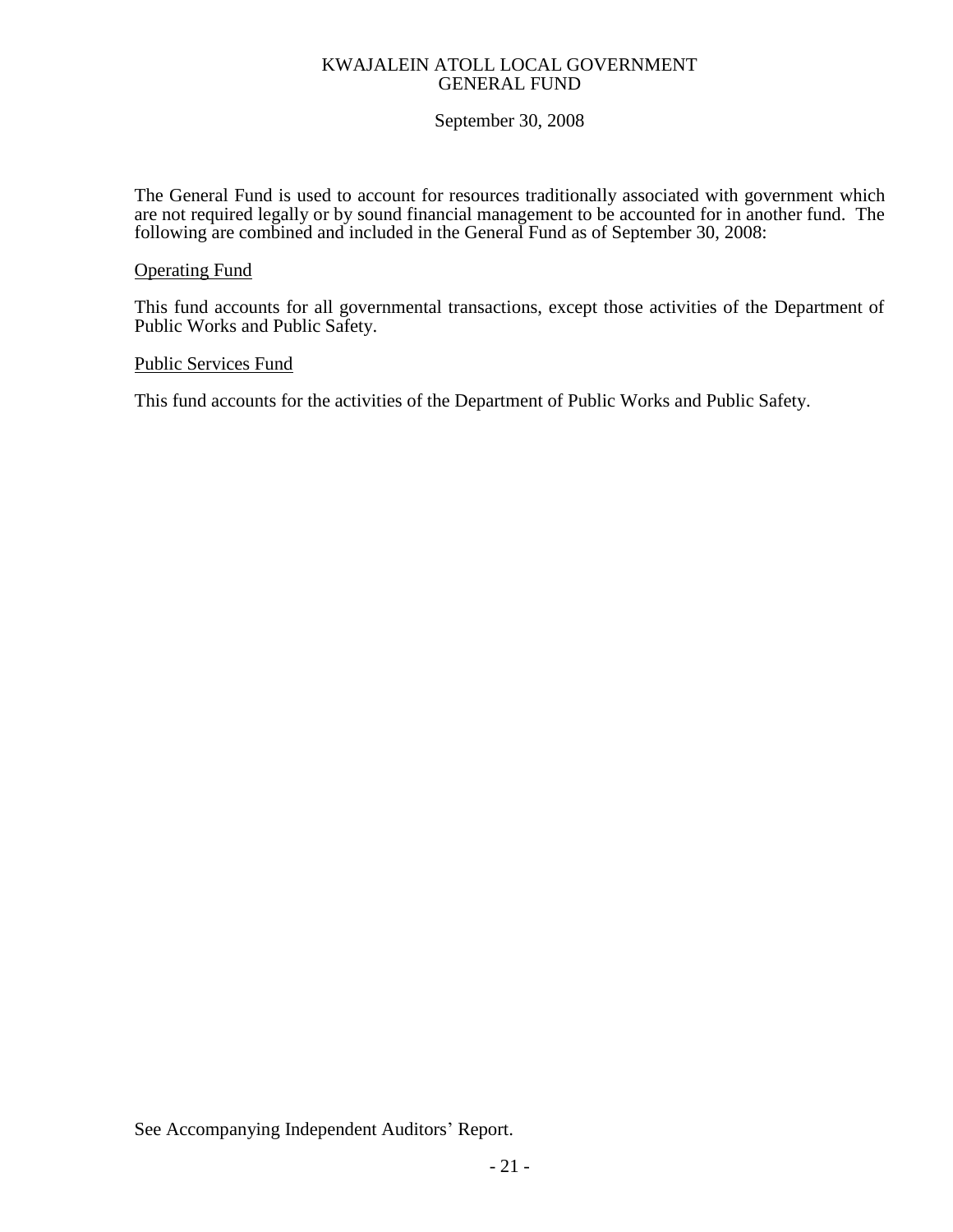# KWAJALEIN ATOLL LOCAL GOVERNMENT
## GENERAL FUND

September 30, 2008

The General Fund is used to account for resources traditionally associated with government which are not required legally or by sound financial management to be accounted for in another fund. The following are combined and included in the General Fund as of September 30, 2008:

Operating Fund

This fund accounts for all governmental transactions, except those activities of the Department of Public Works and Public Safety.

Public Services Fund

This fund accounts for the activities of the Department of Public Works and Public Safety.

See Accompanying Independent Auditors' Report.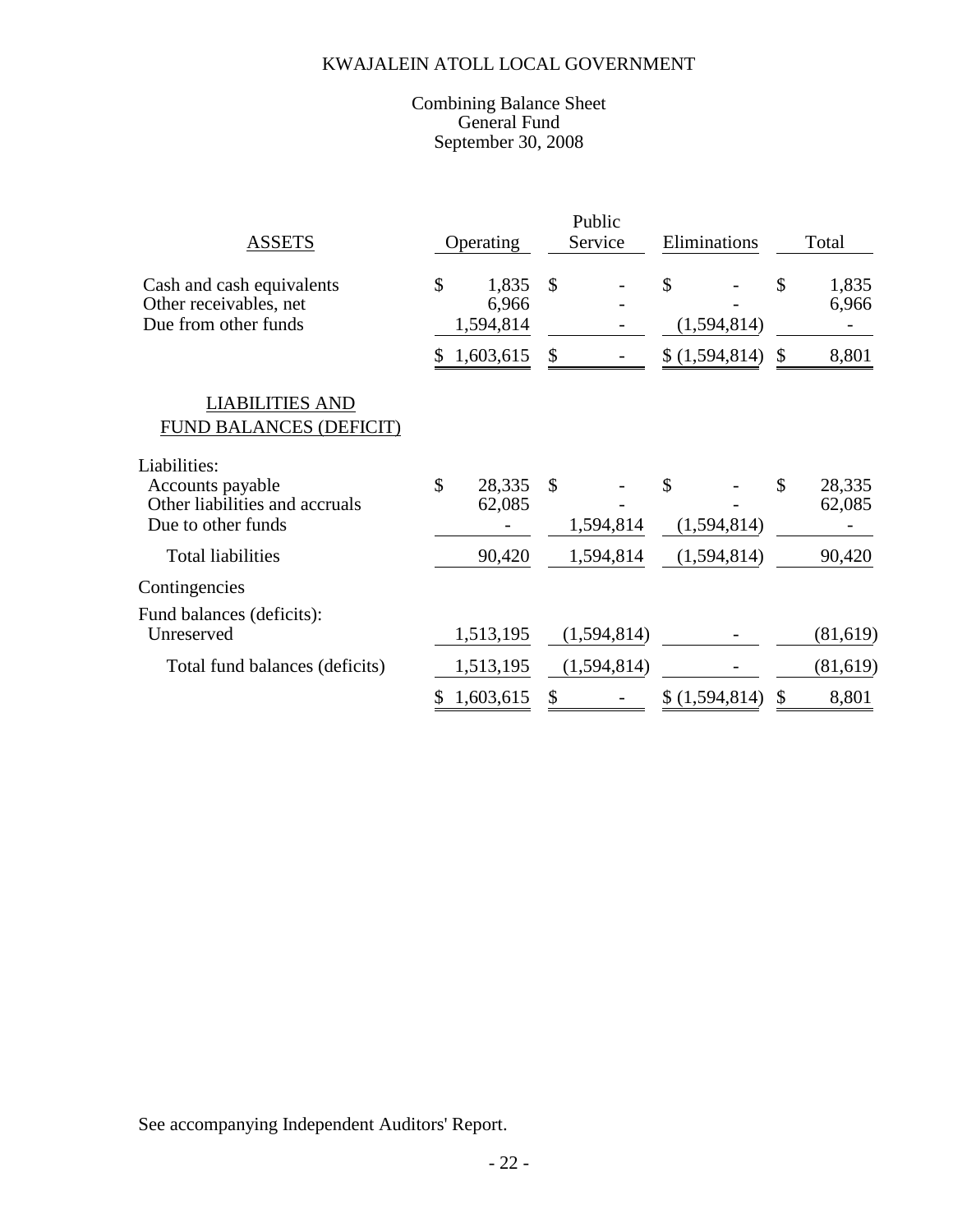# KWAJALEIN ATOLL LOCAL GOVERNMENT

## Combining Balance Sheet
## General Fund
## September 30, 2008

| ASSETS | Operating | Public Service | Eliminations | Total |
|---|---|---|---|---|
| Cash and cash equivalents | $ 1,835 | $ - | $ - | $ 1,835 |
| Other receivables, net | 6,966 | - | - | 6,966 |
| Due from other funds | 1,594,814 | - | (1,594,814) | - |
| | $ 1,603,615 | $ - | $ (1,594,814) | $ 8,801 |
| **LIABILITIES AND FUND BALANCES (DEFICIT)** | | | | |
| Liabilities: | | | | |
| Accounts payable | $ 28,335 | $ - | $ - | $ 28,335 |
| Other liabilities and accruals | 62,085 | - | - | 62,085 |
| Due to other funds | - | 1,594,814 | (1,594,814) | - |
| Total liabilities | 90,420 | 1,594,814 | (1,594,814) | 90,420 |
| Contingencies | | | | |
| Fund balances (deficits): | | | | |
| Unreserved | 1,513,195 | (1,594,814) | - | (81,619) |
| Total fund balances (deficits) | 1,513,195 | (1,594,814) | - | (81,619) |
| | $ 1,603,615 | $ - | $ (1,594,814) | $ 8,801 |

See accompanying Independent Auditors' Report.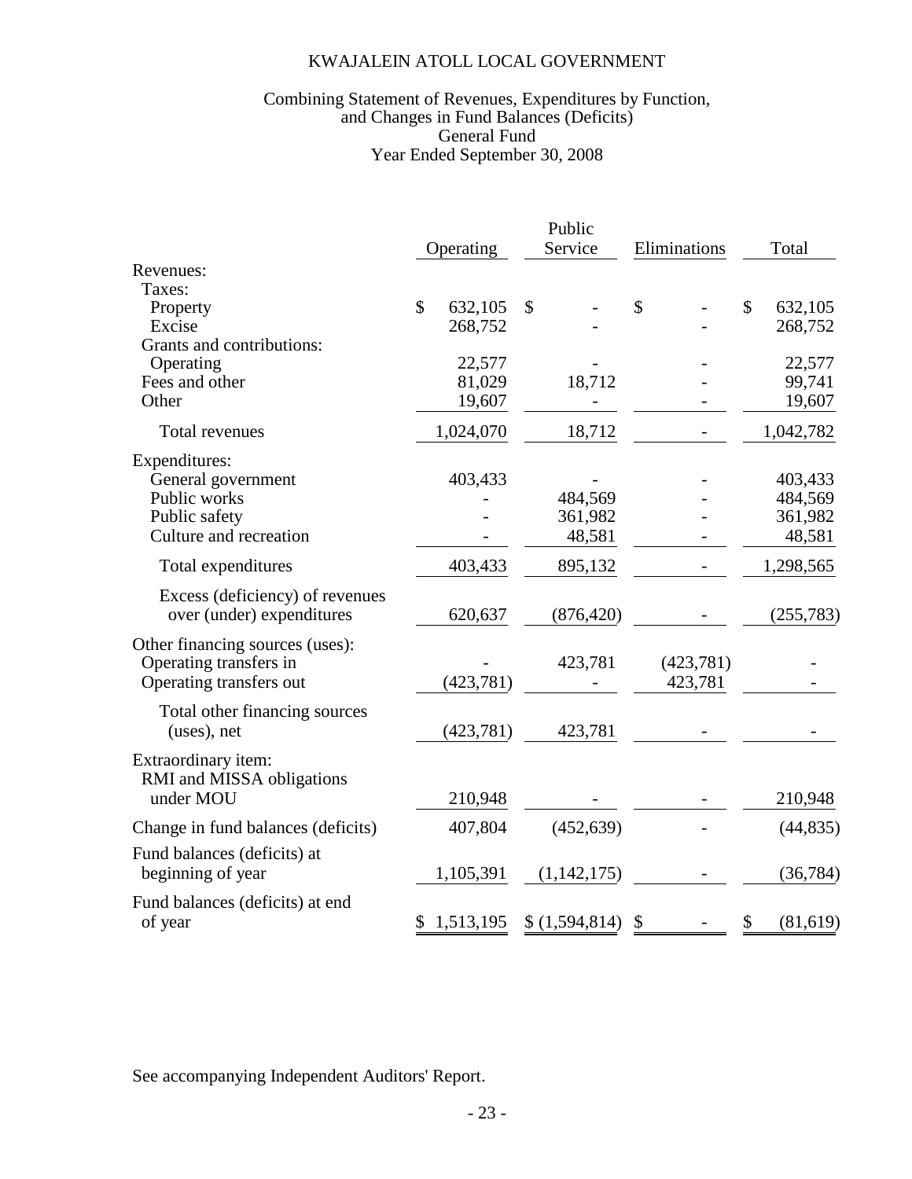# KWAJALEIN ATOLL LOCAL GOVERNMENT

## Combining Statement of Revenues, Expenditures by Function, and Changes in Fund Balances (Deficits)
## General Fund
## Year Ended September 30, 2008

| | Operating | Public Service | Eliminations | Total |
|---|---|---|---|---|
| Revenues: | | | | |
| Taxes: | | | | |
| Property | $ 632,105 | $ - | $ - | $ 632,105 |
| Excise | 268,752 | - | - | 268,752 |
| Grants and contributions: | | | | |
| Operating | 22,577 | - | - | 22,577 |
| Fees and other | 81,029 | 18,712 | - | 99,741 |
| Other | 19,607 | - | - | 19,607 |
| Total revenues | 1,024,070 | 18,712 | - | 1,042,782 |
| Expenditures: | | | | |
| General government | 403,433 | - | - | 403,433 |
| Public works | - | 484,569 | - | 484,569 |
| Public safety | - | 361,982 | - | 361,982 |
| Culture and recreation | - | 48,581 | - | 48,581 |
| Total expenditures | 403,433 | 895,132 | - | 1,298,565 |
| Excess (deficiency) of revenues over (under) expenditures | 620,637 | (876,420) | - | (255,783) |
| Other financing sources (uses): | | | | |
| Operating transfers in | - | 423,781 | (423,781) | - |
| Operating transfers out | (423,781) | - | 423,781 | - |
| Total other financing sources (uses), net | (423,781) | 423,781 | - | - |
| Extraordinary item: | | | | |
| RMI and MISSA obligations under MOU | 210,948 | - | - | 210,948 |
| Change in fund balances (deficits) | 407,804 | (452,639) | - | (44,835) |
| Fund balances (deficits) at beginning of year | 1,105,391 | (1,142,175) | - | (36,784) |
| Fund balances (deficits) at end of year | $ 1,513,195 | $ (1,594,814) | $ - | $ (81,619) |

See accompanying Independent Auditors' Report.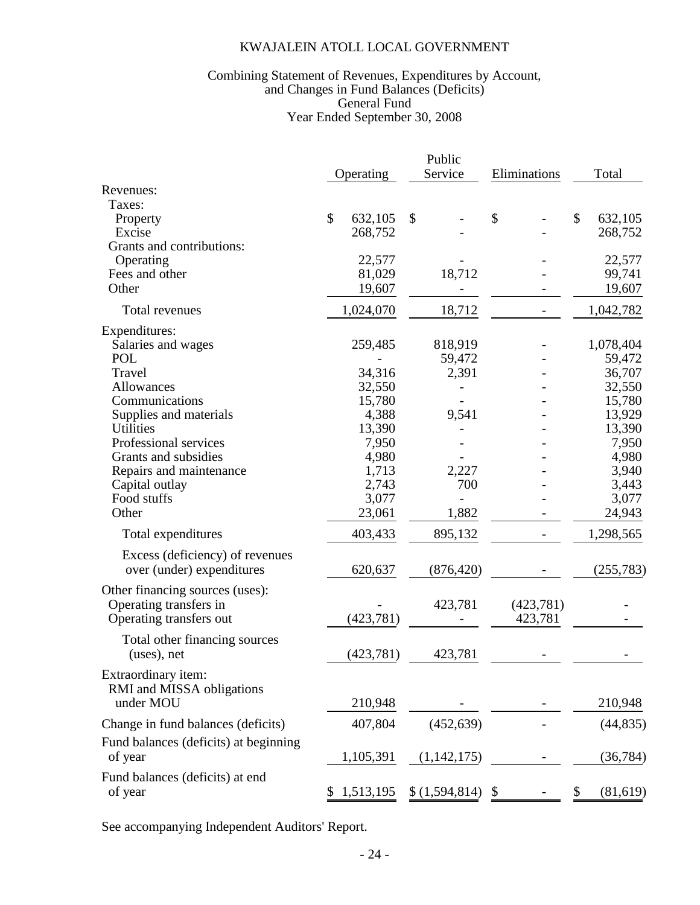# KWAJALEIN ATOLL LOCAL GOVERNMENT

## Combining Statement of Revenues, Expenditures by Account, and Changes in Fund Balances (Deficits) General Fund Year Ended September 30, 2008

| | Operating | Public Service | Eliminations | Total |
|---|---|---|---|---|
| Revenues: | | | | |
| Taxes: | | | | |
| Property | $ 632,105 | $ - | $ - | $ 632,105 |
| Excise | 268,752 | - | - | 268,752 |
| Grants and contributions: | | | | |
| Operating | 22,577 | - | - | 22,577 |
| Fees and other | 81,029 | 18,712 | - | 99,741 |
| Other | 19,607 | - | - | 19,607 |
| Total revenues | 1,024,070 | 18,712 | - | 1,042,782 |
| Expenditures: | | | | |
| Salaries and wages | 259,485 | 818,919 | - | 1,078,404 |
| POL | - | 59,472 | - | 59,472 |
| Travel | 34,316 | 2,391 | - | 36,707 |
| Allowances | 32,550 | - | - | 32,550 |
| Communications | 15,780 | - | - | 15,780 |
| Supplies and materials | 4,388 | 9,541 | - | 13,929 |
| Utilities | 13,390 | - | - | 13,390 |
| Professional services | 7,950 | - | - | 7,950 |
| Grants and subsidies | 4,980 | - | - | 4,980 |
| Repairs and maintenance | 1,713 | 2,227 | - | 3,940 |
| Capital outlay | 2,743 | 700 | - | 3,443 |
| Food stuffs | 3,077 | - | - | 3,077 |
| Other | 23,061 | 1,882 | - | 24,943 |
| Total expenditures | 403,433 | 895,132 | - | 1,298,565 |
| Excess (deficiency) of revenues over (under) expenditures | 620,637 | (876,420) | - | (255,783) |
| Other financing sources (uses): | | | | |
| Operating transfers in | - | 423,781 | (423,781) | - |
| Operating transfers out | (423,781) | - | 423,781 | - |
| Total other financing sources (uses), net | (423,781) | 423,781 | - | - |
| Extraordinary item: | | | | |
| RMI and MISSA obligations under MOU | 210,948 | - | - | 210,948 |
| Change in fund balances (deficits) | 407,804 | (452,639) | - | (44,835) |
| Fund balances (deficits) at beginning of year | 1,105,391 | (1,142,175) | - | (36,784) |
| Fund balances (deficits) at end of year | $ 1,513,195 | $ (1,594,814) | $ - | $ (81,619) |

See accompanying Independent Auditors' Report.